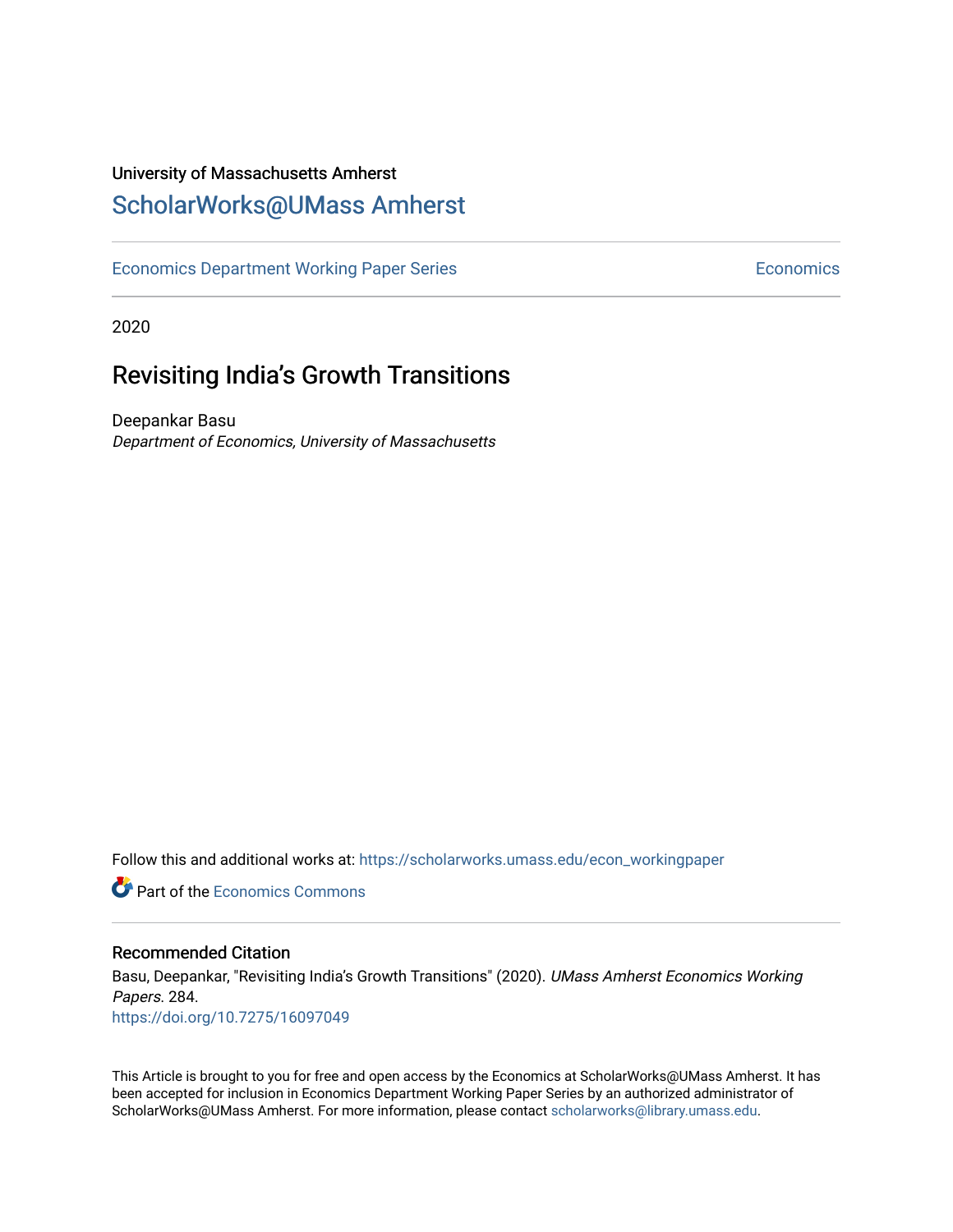University of Massachusetts Amherst

# ScholarWorks@UMass Amherst

Economics Department Working Paper Series | Economics

2020

## Revisiting India's Growth Transitions

Deepankar Basu
*Department of Economics, University of Massachusetts*

Follow this and additional works at: https://scholarworks.umass.edu/econ_workingpaper

Part of the Economics Commons

### Recommended Citation

Basu, Deepankar, "Revisiting India's Growth Transitions" (2020). *UMass Amherst Economics Working Papers*. 284.
https://doi.org/10.7275/16097049

This Article is brought to you for free and open access by the Economics at ScholarWorks@UMass Amherst. It has been accepted for inclusion in Economics Department Working Paper Series by an authorized administrator of ScholarWorks@UMass Amherst. For more information, please contact scholarworks@library.umass.edu.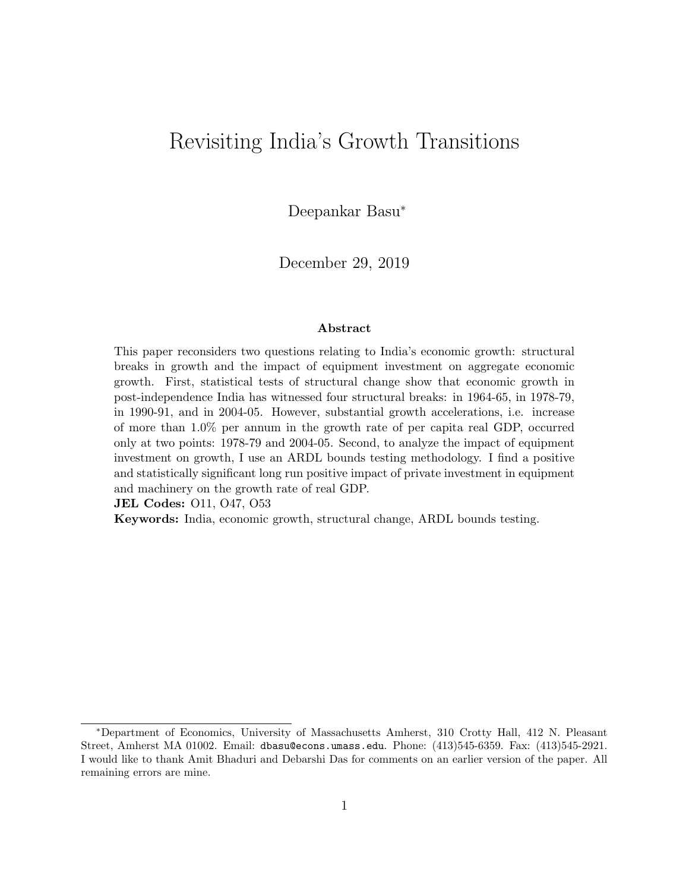# Revisiting India's Growth Transitions

Deepankar Basu*

December 29, 2019

### Abstract

This paper reconsiders two questions relating to India's economic growth: structural breaks in growth and the impact of equipment investment on aggregate economic growth. First, statistical tests of structural change show that economic growth in post-independence India has witnessed four structural breaks: in 1964-65, in 1978-79, in 1990-91, and in 2004-05. However, substantial growth accelerations, i.e. increase of more than 1.0% per annum in the growth rate of per capita real GDP, occurred only at two points: 1978-79 and 2004-05. Second, to analyze the impact of equipment investment on growth, I use an ARDL bounds testing methodology. I find a positive and statistically significant long run positive impact of private investment in equipment and machinery on the growth rate of real GDP.

**JEL Codes:** O11, O47, O53

**Keywords:** India, economic growth, structural change, ARDL bounds testing.

---

*Department of Economics, University of Massachusetts Amherst, 310 Crotty Hall, 412 N. Pleasant Street, Amherst MA 01002. Email: dbasu@econs.umass.edu. Phone: (413)545-6359. Fax: (413)545-2921. I would like to thank Amit Bhaduri and Debarshi Das for comments on an earlier version of the paper. All remaining errors are mine.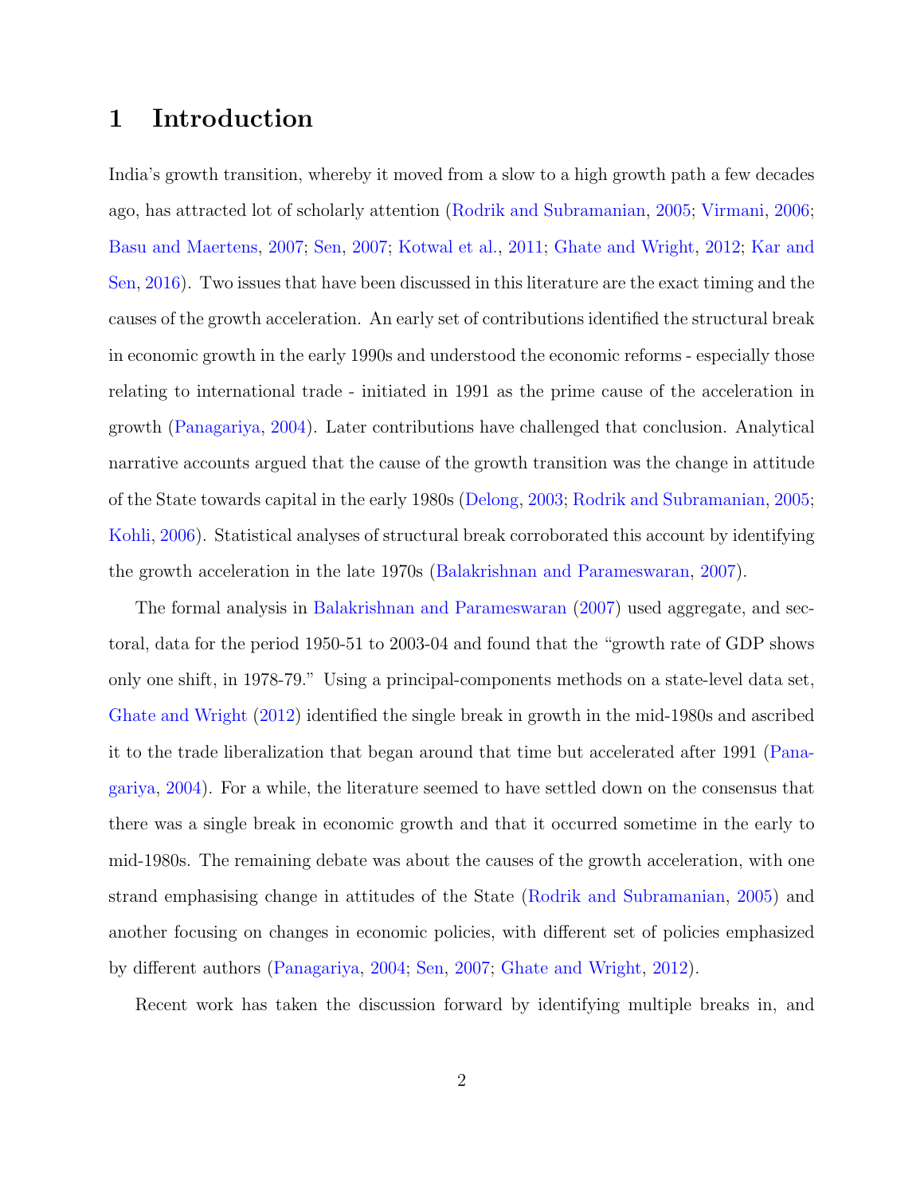# 1 Introduction

India's growth transition, whereby it moved from a slow to a high growth path a few decades ago, has attracted lot of scholarly attention (Rodrik and Subramanian, 2005; Virmani, 2006; Basu and Maertens, 2007; Sen, 2007; Kotwal et al., 2011; Ghate and Wright, 2012; Kar and Sen, 2016). Two issues that have been discussed in this literature are the exact timing and the causes of the growth acceleration. An early set of contributions identified the structural break in economic growth in the early 1990s and understood the economic reforms - especially those relating to international trade - initiated in 1991 as the prime cause of the acceleration in growth (Panagariya, 2004). Later contributions have challenged that conclusion. Analytical narrative accounts argued that the cause of the growth transition was the change in attitude of the State towards capital in the early 1980s (Delong, 2003; Rodrik and Subramanian, 2005; Kohli, 2006). Statistical analyses of structural break corroborated this account by identifying the growth acceleration in the late 1970s (Balakrishnan and Parameswaran, 2007).

The formal analysis in Balakrishnan and Parameswaran (2007) used aggregate, and sectoral, data for the period 1950-51 to 2003-04 and found that the "growth rate of GDP shows only one shift, in 1978-79." Using a principal-components methods on a state-level data set, Ghate and Wright (2012) identified the single break in growth in the mid-1980s and ascribed it to the trade liberalization that began around that time but accelerated after 1991 (Panagariya, 2004). For a while, the literature seemed to have settled down on the consensus that there was a single break in economic growth and that it occurred sometime in the early to mid-1980s. The remaining debate was about the causes of the growth acceleration, with one strand emphasising change in attitudes of the State (Rodrik and Subramanian, 2005) and another focusing on changes in economic policies, with different set of policies emphasized by different authors (Panagariya, 2004; Sen, 2007; Ghate and Wright, 2012).

Recent work has taken the discussion forward by identifying multiple breaks in, and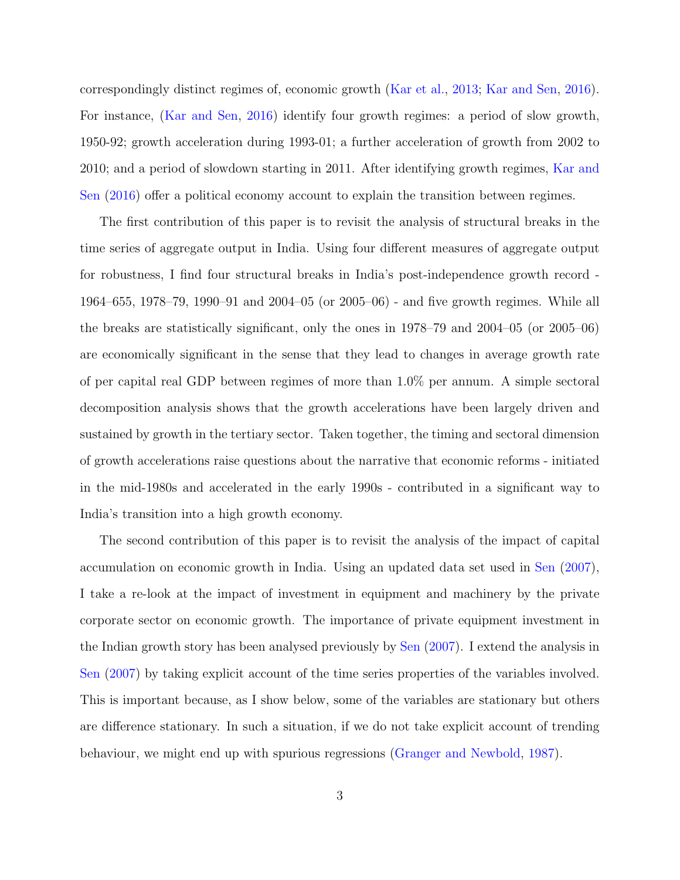correspondingly distinct regimes of, economic growth (Kar et al., 2013; Kar and Sen, 2016). For instance, (Kar and Sen, 2016) identify four growth regimes: a period of slow growth, 1950-92; growth acceleration during 1993-01; a further acceleration of growth from 2002 to 2010; and a period of slowdown starting in 2011. After identifying growth regimes, Kar and Sen (2016) offer a political economy account to explain the transition between regimes.

The first contribution of this paper is to revisit the analysis of structural breaks in the time series of aggregate output in India. Using four different measures of aggregate output for robustness, I find four structural breaks in India's post-independence growth record - 1964–655, 1978–79, 1990–91 and 2004–05 (or 2005–06) - and five growth regimes. While all the breaks are statistically significant, only the ones in 1978–79 and 2004–05 (or 2005–06) are economically significant in the sense that they lead to changes in average growth rate of per capital real GDP between regimes of more than 1.0% per annum. A simple sectoral decomposition analysis shows that the growth accelerations have been largely driven and sustained by growth in the tertiary sector. Taken together, the timing and sectoral dimension of growth accelerations raise questions about the narrative that economic reforms - initiated in the mid-1980s and accelerated in the early 1990s - contributed in a significant way to India's transition into a high growth economy.

The second contribution of this paper is to revisit the analysis of the impact of capital accumulation on economic growth in India. Using an updated data set used in Sen (2007), I take a re-look at the impact of investment in equipment and machinery by the private corporate sector on economic growth. The importance of private equipment investment in the Indian growth story has been analysed previously by Sen (2007). I extend the analysis in Sen (2007) by taking explicit account of the time series properties of the variables involved. This is important because, as I show below, some of the variables are stationary but others are difference stationary. In such a situation, if we do not take explicit account of trending behaviour, we might end up with spurious regressions (Granger and Newbold, 1987).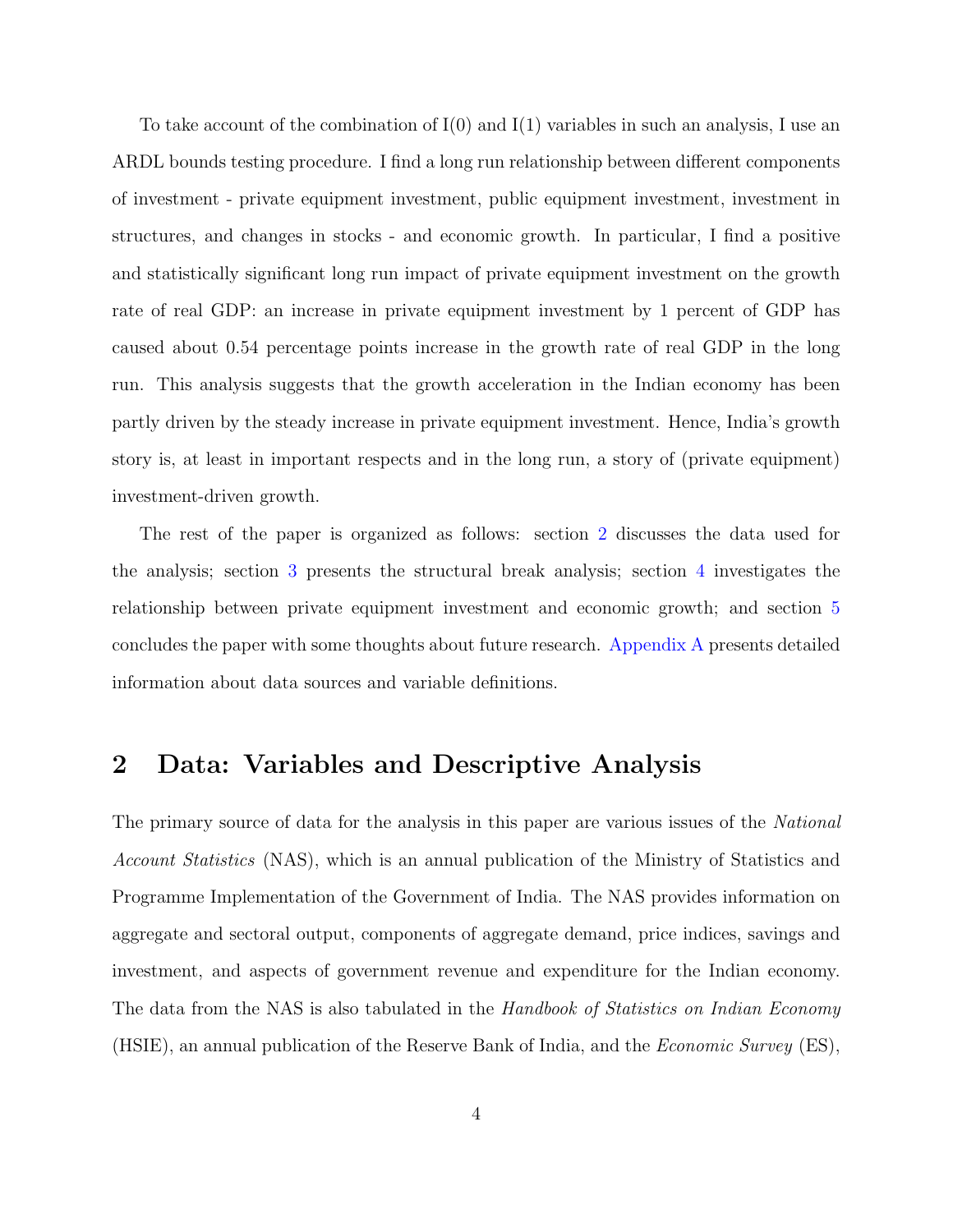To take account of the combination of I(0) and I(1) variables in such an analysis, I use an ARDL bounds testing procedure. I find a long run relationship between different components of investment - private equipment investment, public equipment investment, investment in structures, and changes in stocks - and economic growth. In particular, I find a positive and statistically significant long run impact of private equipment investment on the growth rate of real GDP: an increase in private equipment investment by 1 percent of GDP has caused about 0.54 percentage points increase in the growth rate of real GDP in the long run. This analysis suggests that the growth acceleration in the Indian economy has been partly driven by the steady increase in private equipment investment. Hence, India's growth story is, at least in important respects and in the long run, a story of (private equipment) investment-driven growth.

The rest of the paper is organized as follows: section 2 discusses the data used for the analysis; section 3 presents the structural break analysis; section 4 investigates the relationship between private equipment investment and economic growth; and section 5 concludes the paper with some thoughts about future research. Appendix A presents detailed information about data sources and variable definitions.

## 2 Data: Variables and Descriptive Analysis

The primary source of data for the analysis in this paper are various issues of the *National Account Statistics* (NAS), which is an annual publication of the Ministry of Statistics and Programme Implementation of the Government of India. The NAS provides information on aggregate and sectoral output, components of aggregate demand, price indices, savings and investment, and aspects of government revenue and expenditure for the Indian economy. The data from the NAS is also tabulated in the *Handbook of Statistics on Indian Economy* (HSIE), an annual publication of the Reserve Bank of India, and the *Economic Survey* (ES),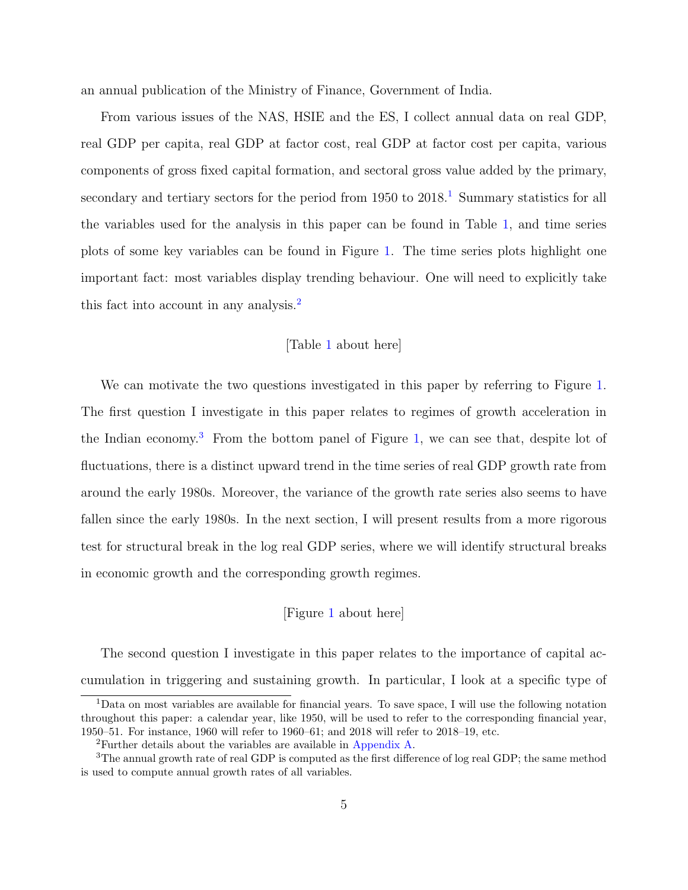an annual publication of the Ministry of Finance, Government of India.

From various issues of the NAS, HSIE and the ES, I collect annual data on real GDP, real GDP per capita, real GDP at factor cost, real GDP at factor cost per capita, various components of gross fixed capital formation, and sectoral gross value added by the primary, secondary and tertiary sectors for the period from 1950 to 2018.[1] Summary statistics for all the variables used for the analysis in this paper can be found in Table 1, and time series plots of some key variables can be found in Figure 1. The time series plots highlight one important fact: most variables display trending behaviour. One will need to explicitly take this fact into account in any analysis.[2]

[Table 1 about here]

We can motivate the two questions investigated in this paper by referring to Figure 1. The first question I investigate in this paper relates to regimes of growth acceleration in the Indian economy.[3] From the bottom panel of Figure 1, we can see that, despite lot of fluctuations, there is a distinct upward trend in the time series of real GDP growth rate from around the early 1980s. Moreover, the variance of the growth rate series also seems to have fallen since the early 1980s. In the next section, I will present results from a more rigorous test for structural break in the log real GDP series, where we will identify structural breaks in economic growth and the corresponding growth regimes.

[Figure 1 about here]

The second question I investigate in this paper relates to the importance of capital accumulation in triggering and sustaining growth. In particular, I look at a specific type of

---

[1] Data on most variables are available for financial years. To save space, I will use the following notation throughout this paper: a calendar year, like 1950, will be used to refer to the corresponding financial year, 1950–51. For instance, 1960 will refer to 1960–61; and 2018 will refer to 2018–19, etc.

[2] Further details about the variables are available in Appendix A.

[3] The annual growth rate of real GDP is computed as the first difference of log real GDP; the same method is used to compute annual growth rates of all variables.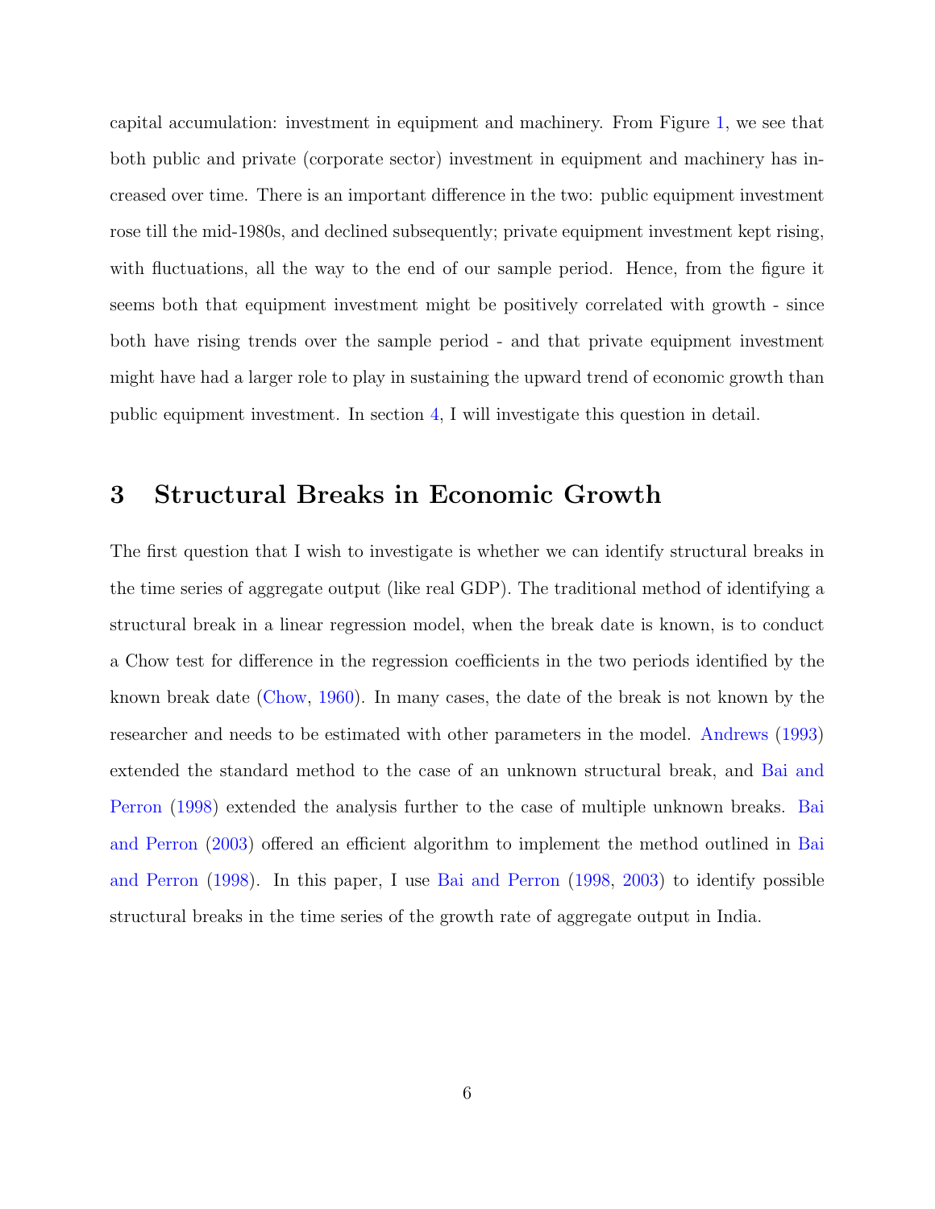capital accumulation: investment in equipment and machinery. From Figure 1, we see that both public and private (corporate sector) investment in equipment and machinery has increased over time. There is an important difference in the two: public equipment investment rose till the mid-1980s, and declined subsequently; private equipment investment kept rising, with fluctuations, all the way to the end of our sample period. Hence, from the figure it seems both that equipment investment might be positively correlated with growth - since both have rising trends over the sample period - and that private equipment investment might have had a larger role to play in sustaining the upward trend of economic growth than public equipment investment. In section 4, I will investigate this question in detail.

# 3 Structural Breaks in Economic Growth

The first question that I wish to investigate is whether we can identify structural breaks in the time series of aggregate output (like real GDP). The traditional method of identifying a structural break in a linear regression model, when the break date is known, is to conduct a Chow test for difference in the regression coefficients in the two periods identified by the known break date (Chow, 1960). In many cases, the date of the break is not known by the researcher and needs to be estimated with other parameters in the model. Andrews (1993) extended the standard method to the case of an unknown structural break, and Bai and Perron (1998) extended the analysis further to the case of multiple unknown breaks. Bai and Perron (2003) offered an efficient algorithm to implement the method outlined in Bai and Perron (1998). In this paper, I use Bai and Perron (1998, 2003) to identify possible structural breaks in the time series of the growth rate of aggregate output in India.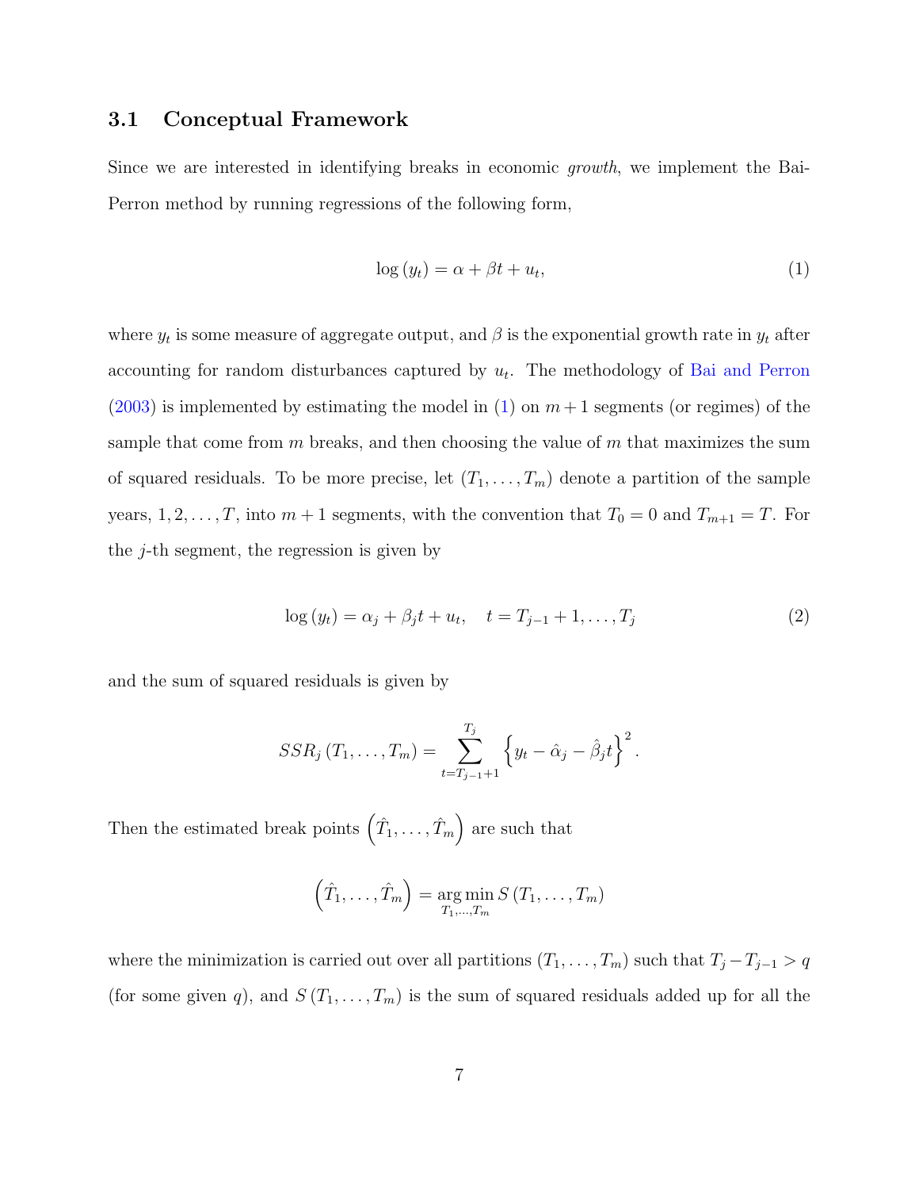### 3.1 Conceptual Framework

Since we are interested in identifying breaks in economic *growth*, we implement the Bai-Perron method by running regressions of the following form,

$$\log\left(y_t\right) = \alpha + \beta t + u_t, \tag{1}$$

where $y_t$ is some measure of aggregate output, and $\beta$ is the exponential growth rate in $y_t$ after accounting for random disturbances captured by $u_t$. The methodology of Bai and Perron (2003) is implemented by estimating the model in (1) on $m+1$ segments (or regimes) of the sample that come from $m$ breaks, and then choosing the value of $m$ that maximizes the sum of squared residuals. To be more precise, let $(T_1, \ldots, T_m)$ denote a partition of the sample years, $1, 2, \ldots, T$, into $m+1$ segments, with the convention that $T_0 = 0$ and $T_{m+1} = T$. For the $j$-th segment, the regression is given by

$$\log\left(y_t\right) = \alpha_j + \beta_j t + u_t, \quad t = T_{j-1} + 1, \ldots, T_j \tag{2}$$

and the sum of squared residuals is given by

$$SSR_j\left(T_1, \ldots, T_m\right) = \sum_{t=T_{j-1}+1}^{T_j} \left\{y_t - \hat{\alpha}_j - \hat{\beta}_j t\right\}^2.$$

Then the estimated break points $\left(\hat{T}_1, \ldots, \hat{T}_m\right)$ are such that

$$\left(\hat{T}_1, \ldots, \hat{T}_m\right) = \underset{T_1, \ldots, T_m}{\arg\min}\, S\left(T_1, \ldots, T_m\right)$$

where the minimization is carried out over all partitions $(T_1, \ldots, T_m)$ such that $T_j - T_{j-1} > q$ (for some given $q$), and $S\left(T_1, \ldots, T_m\right)$ is the sum of squared residuals added up for all the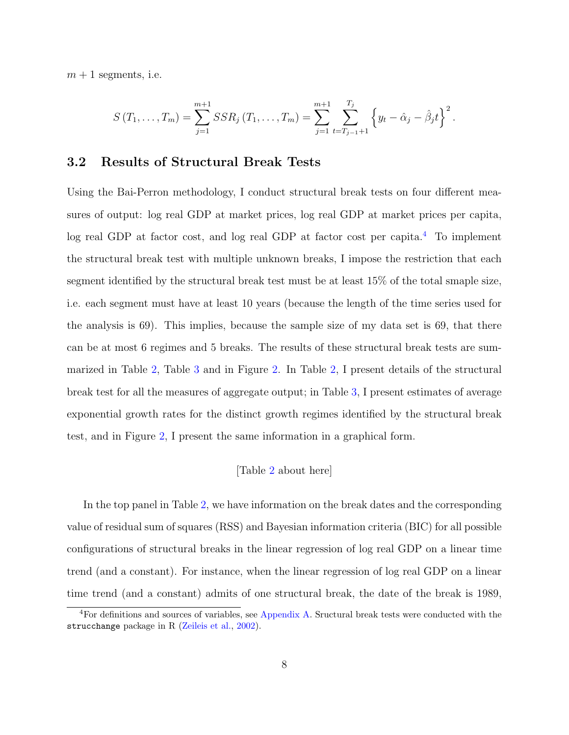$m+1$ segments, i.e.

$$S\left(T_1,\ldots,T_m\right)=\sum_{j=1}^{m+1} SSR_j\left(T_1,\ldots,T_m\right)=\sum_{j=1}^{m+1}\sum_{t=T_{j-1}+1}^{T_j}\left\{y_t-\hat{\alpha}_j-\hat{\beta}_j t\right\}^2.$$

## 3.2 Results of Structural Break Tests

Using the Bai-Perron methodology, I conduct structural break tests on four different measures of output: log real GDP at market prices, log real GDP at market prices per capita, log real GDP at factor cost, and log real GDP at factor cost per capita.[4] To implement the structural break test with multiple unknown breaks, I impose the restriction that each segment identified by the structural break test must be at least 15% of the total smaple size, i.e. each segment must have at least 10 years (because the length of the time series used for the analysis is 69). This implies, because the sample size of my data set is 69, that there can be at most 6 regimes and 5 breaks. The results of these structural break tests are summarized in Table 2, Table 3 and in Figure 2. In Table 2, I present details of the structural break test for all the measures of aggregate output; in Table 3, I present estimates of average exponential growth rates for the distinct growth regimes identified by the structural break test, and in Figure 2, I present the same information in a graphical form.

[Table 2 about here]

In the top panel in Table 2, we have information on the break dates and the corresponding value of residual sum of squares (RSS) and Bayesian information criteria (BIC) for all possible configurations of structural breaks in the linear regression of log real GDP on a linear time trend (and a constant). For instance, when the linear regression of log real GDP on a linear time trend (and a constant) admits of one structural break, the date of the break is 1989,

[4] For definitions and sources of variables, see Appendix A. Sructural break tests were conducted with the `strucchange` package in R (Zeileis et al., 2002).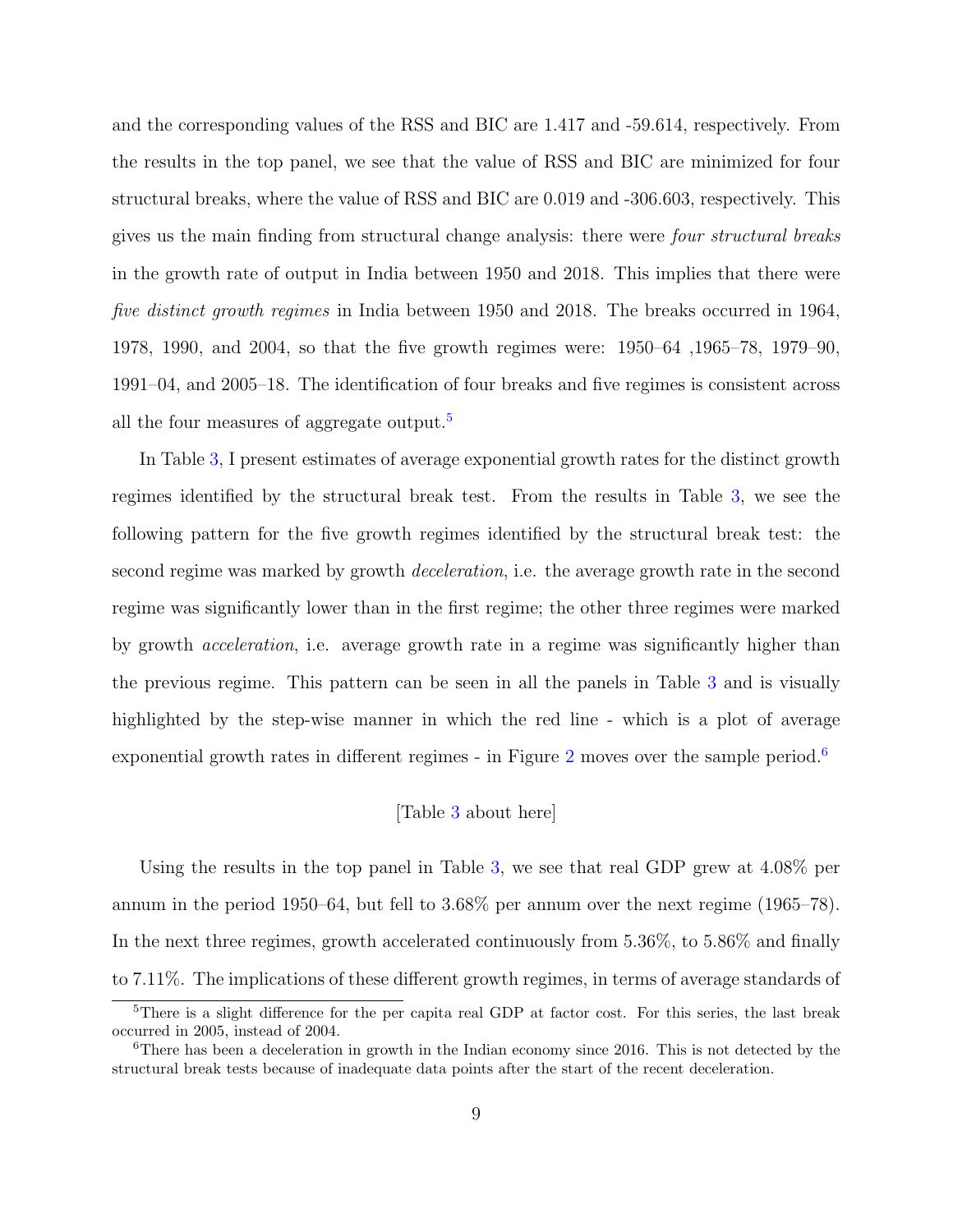and the corresponding values of the RSS and BIC are 1.417 and -59.614, respectively. From the results in the top panel, we see that the value of RSS and BIC are minimized for four structural breaks, where the value of RSS and BIC are 0.019 and -306.603, respectively. This gives us the main finding from structural change analysis: there were *four structural breaks* in the growth rate of output in India between 1950 and 2018. This implies that there were *five distinct growth regimes* in India between 1950 and 2018. The breaks occurred in 1964, 1978, 1990, and 2004, so that the five growth regimes were: 1950–64 ,1965–78, 1979–90, 1991–04, and 2005–18. The identification of four breaks and five regimes is consistent across all the four measures of aggregate output.[5]

In Table 3, I present estimates of average exponential growth rates for the distinct growth regimes identified by the structural break test. From the results in Table 3, we see the following pattern for the five growth regimes identified by the structural break test: the second regime was marked by growth *deceleration*, i.e. the average growth rate in the second regime was significantly lower than in the first regime; the other three regimes were marked by growth *acceleration*, i.e. average growth rate in a regime was significantly higher than the previous regime. This pattern can be seen in all the panels in Table 3 and is visually highlighted by the step-wise manner in which the red line - which is a plot of average exponential growth rates in different regimes - in Figure 2 moves over the sample period.[6]

[Table 3 about here]

Using the results in the top panel in Table 3, we see that real GDP grew at 4.08% per annum in the period 1950–64, but fell to 3.68% per annum over the next regime (1965–78). In the next three regimes, growth accelerated continuously from 5.36%, to 5.86% and finally to 7.11%. The implications of these different growth regimes, in terms of average standards of

[5] There is a slight difference for the per capita real GDP at factor cost. For this series, the last break occurred in 2005, instead of 2004.

[6] There has been a deceleration in growth in the Indian economy since 2016. This is not detected by the structural break tests because of inadequate data points after the start of the recent deceleration.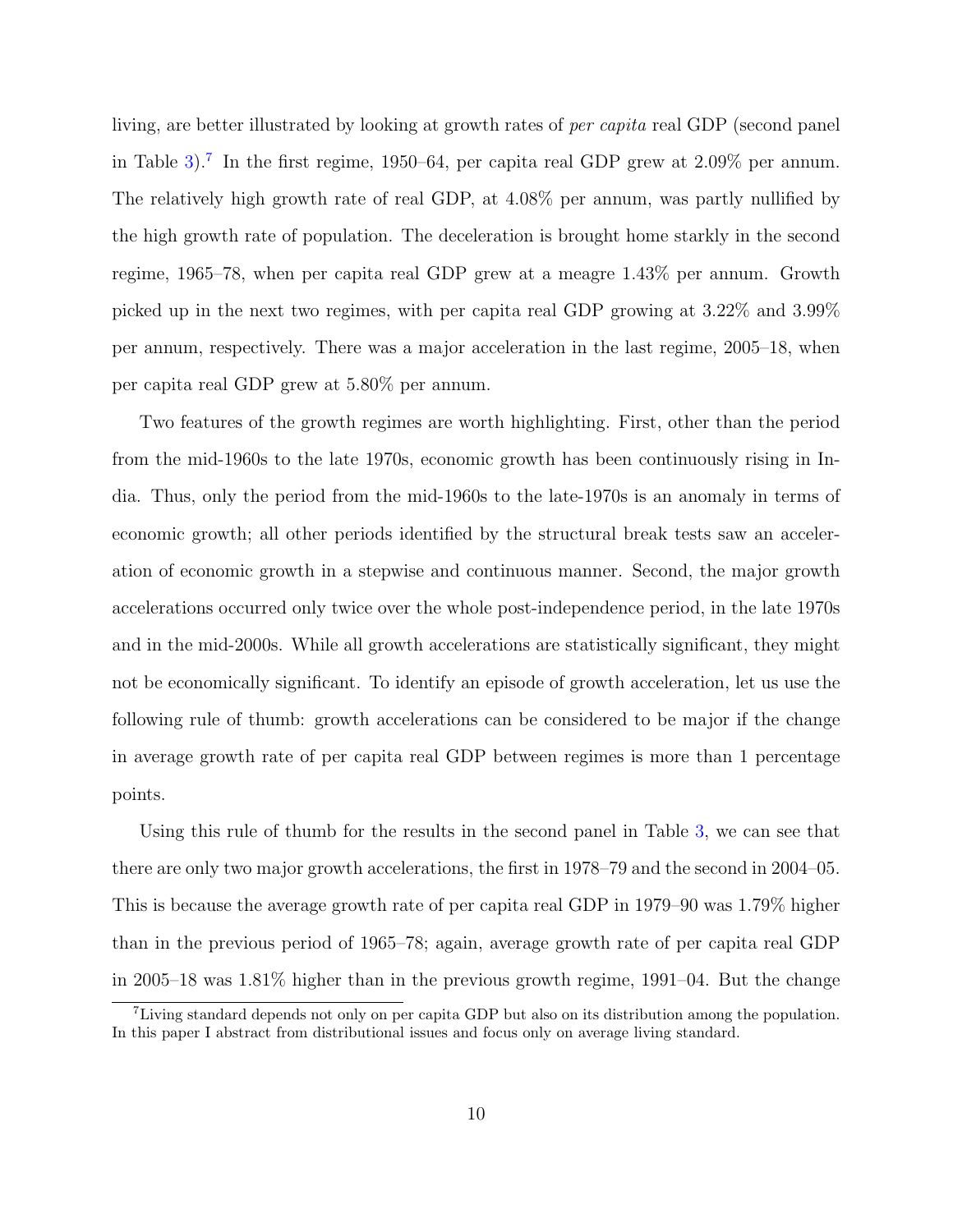living, are better illustrated by looking at growth rates of *per capita* real GDP (second panel in Table 3).[7] In the first regime, 1950–64, per capita real GDP grew at 2.09% per annum. The relatively high growth rate of real GDP, at 4.08% per annum, was partly nullified by the high growth rate of population. The deceleration is brought home starkly in the second regime, 1965–78, when per capita real GDP grew at a meagre 1.43% per annum. Growth picked up in the next two regimes, with per capita real GDP growing at 3.22% and 3.99% per annum, respectively. There was a major acceleration in the last regime, 2005–18, when per capita real GDP grew at 5.80% per annum.

Two features of the growth regimes are worth highlighting. First, other than the period from the mid-1960s to the late 1970s, economic growth has been continuously rising in India. Thus, only the period from the mid-1960s to the late-1970s is an anomaly in terms of economic growth; all other periods identified by the structural break tests saw an acceleration of economic growth in a stepwise and continuous manner. Second, the major growth accelerations occurred only twice over the whole post-independence period, in the late 1970s and in the mid-2000s. While all growth accelerations are statistically significant, they might not be economically significant. To identify an episode of growth acceleration, let us use the following rule of thumb: growth accelerations can be considered to be major if the change in average growth rate of per capita real GDP between regimes is more than 1 percentage points.

Using this rule of thumb for the results in the second panel in Table 3, we can see that there are only two major growth accelerations, the first in 1978–79 and the second in 2004–05. This is because the average growth rate of per capita real GDP in 1979–90 was 1.79% higher than in the previous period of 1965–78; again, average growth rate of per capita real GDP in 2005–18 was 1.81% higher than in the previous growth regime, 1991–04. But the change

[7] Living standard depends not only on per capita GDP but also on its distribution among the population. In this paper I abstract from distributional issues and focus only on average living standard.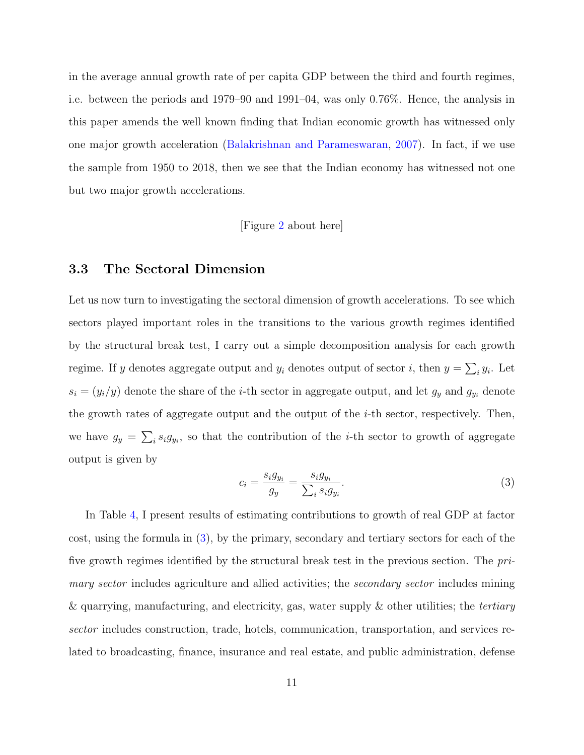in the average annual growth rate of per capita GDP between the third and fourth regimes, i.e. between the periods and 1979–90 and 1991–04, was only 0.76%. Hence, the analysis in this paper amends the well known finding that Indian economic growth has witnessed only one major growth acceleration (Balakrishnan and Parameswaran, 2007). In fact, if we use the sample from 1950 to 2018, then we see that the Indian economy has witnessed not one but two major growth accelerations.

[Figure 2 about here]

### 3.3 The Sectoral Dimension

Let us now turn to investigating the sectoral dimension of growth accelerations. To see which sectors played important roles in the transitions to the various growth regimes identified by the structural break test, I carry out a simple decomposition analysis for each growth regime. If $y$ denotes aggregate output and $y_i$ denotes output of sector $i$, then $y = \sum_i y_i$. Let $s_i = (y_i/y)$ denote the share of the $i$-th sector in aggregate output, and let $g_y$ and $g_{y_i}$ denote the growth rates of aggregate output and the output of the $i$-th sector, respectively. Then, we have $g_y = \sum_i s_i g_{y_i}$, so that the contribution of the $i$-th sector to growth of aggregate output is given by

$$c_i = \frac{s_i g_{y_i}}{g_y} = \frac{s_i g_{y_i}}{\sum_i s_i g_{y_i}}. \tag{3}$$

In Table 4, I present results of estimating contributions to growth of real GDP at factor cost, using the formula in (3), by the primary, secondary and tertiary sectors for each of the five growth regimes identified by the structural break test in the previous section. The *primary sector* includes agriculture and allied activities; the *secondary sector* includes mining & quarrying, manufacturing, and electricity, gas, water supply & other utilities; the *tertiary sector* includes construction, trade, hotels, communication, transportation, and services related to broadcasting, finance, insurance and real estate, and public administration, defense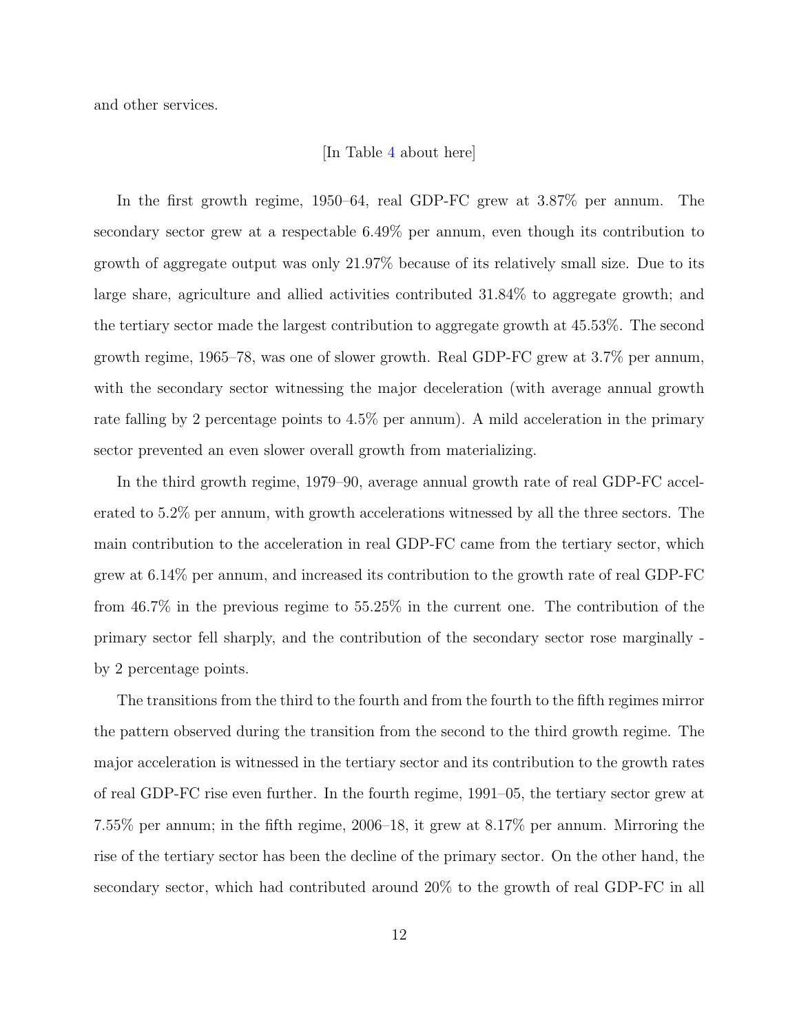and other services.

[In Table 4 about here]

In the first growth regime, 1950–64, real GDP-FC grew at 3.87% per annum. The secondary sector grew at a respectable 6.49% per annum, even though its contribution to growth of aggregate output was only 21.97% because of its relatively small size. Due to its large share, agriculture and allied activities contributed 31.84% to aggregate growth; and the tertiary sector made the largest contribution to aggregate growth at 45.53%. The second growth regime, 1965–78, was one of slower growth. Real GDP-FC grew at 3.7% per annum, with the secondary sector witnessing the major deceleration (with average annual growth rate falling by 2 percentage points to 4.5% per annum). A mild acceleration in the primary sector prevented an even slower overall growth from materializing.

In the third growth regime, 1979–90, average annual growth rate of real GDP-FC accelerated to 5.2% per annum, with growth accelerations witnessed by all the three sectors. The main contribution to the acceleration in real GDP-FC came from the tertiary sector, which grew at 6.14% per annum, and increased its contribution to the growth rate of real GDP-FC from 46.7% in the previous regime to 55.25% in the current one. The contribution of the primary sector fell sharply, and the contribution of the secondary sector rose marginally - by 2 percentage points.

The transitions from the third to the fourth and from the fourth to the fifth regimes mirror the pattern observed during the transition from the second to the third growth regime. The major acceleration is witnessed in the tertiary sector and its contribution to the growth rates of real GDP-FC rise even further. In the fourth regime, 1991–05, the tertiary sector grew at 7.55% per annum; in the fifth regime, 2006–18, it grew at 8.17% per annum. Mirroring the rise of the tertiary sector has been the decline of the primary sector. On the other hand, the secondary sector, which had contributed around 20% to the growth of real GDP-FC in all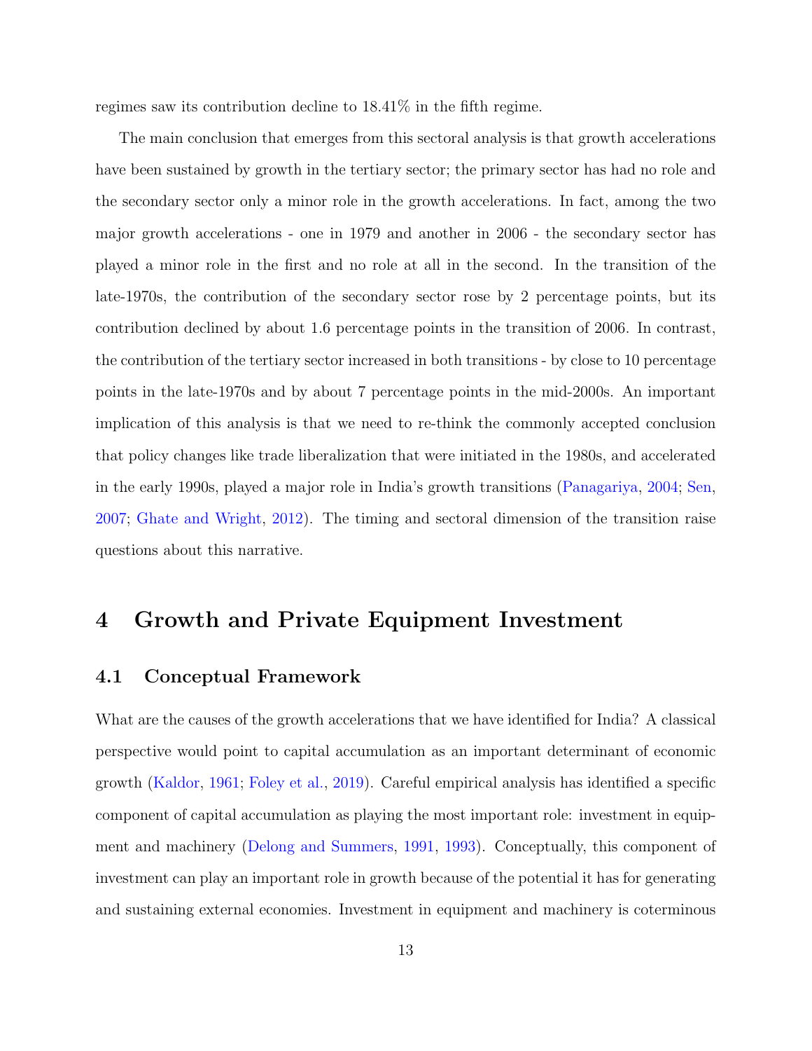regimes saw its contribution decline to 18.41% in the fifth regime.

The main conclusion that emerges from this sectoral analysis is that growth accelerations have been sustained by growth in the tertiary sector; the primary sector has had no role and the secondary sector only a minor role in the growth accelerations. In fact, among the two major growth accelerations - one in 1979 and another in 2006 - the secondary sector has played a minor role in the first and no role at all in the second. In the transition of the late-1970s, the contribution of the secondary sector rose by 2 percentage points, but its contribution declined by about 1.6 percentage points in the transition of 2006. In contrast, the contribution of the tertiary sector increased in both transitions - by close to 10 percentage points in the late-1970s and by about 7 percentage points in the mid-2000s. An important implication of this analysis is that we need to re-think the commonly accepted conclusion that policy changes like trade liberalization that were initiated in the 1980s, and accelerated in the early 1990s, played a major role in India's growth transitions (Panagariya, 2004; Sen, 2007; Ghate and Wright, 2012). The timing and sectoral dimension of the transition raise questions about this narrative.

# 4 Growth and Private Equipment Investment

## 4.1 Conceptual Framework

What are the causes of the growth accelerations that we have identified for India? A classical perspective would point to capital accumulation as an important determinant of economic growth (Kaldor, 1961; Foley et al., 2019). Careful empirical analysis has identified a specific component of capital accumulation as playing the most important role: investment in equipment and machinery (Delong and Summers, 1991, 1993). Conceptually, this component of investment can play an important role in growth because of the potential it has for generating and sustaining external economies. Investment in equipment and machinery is coterminous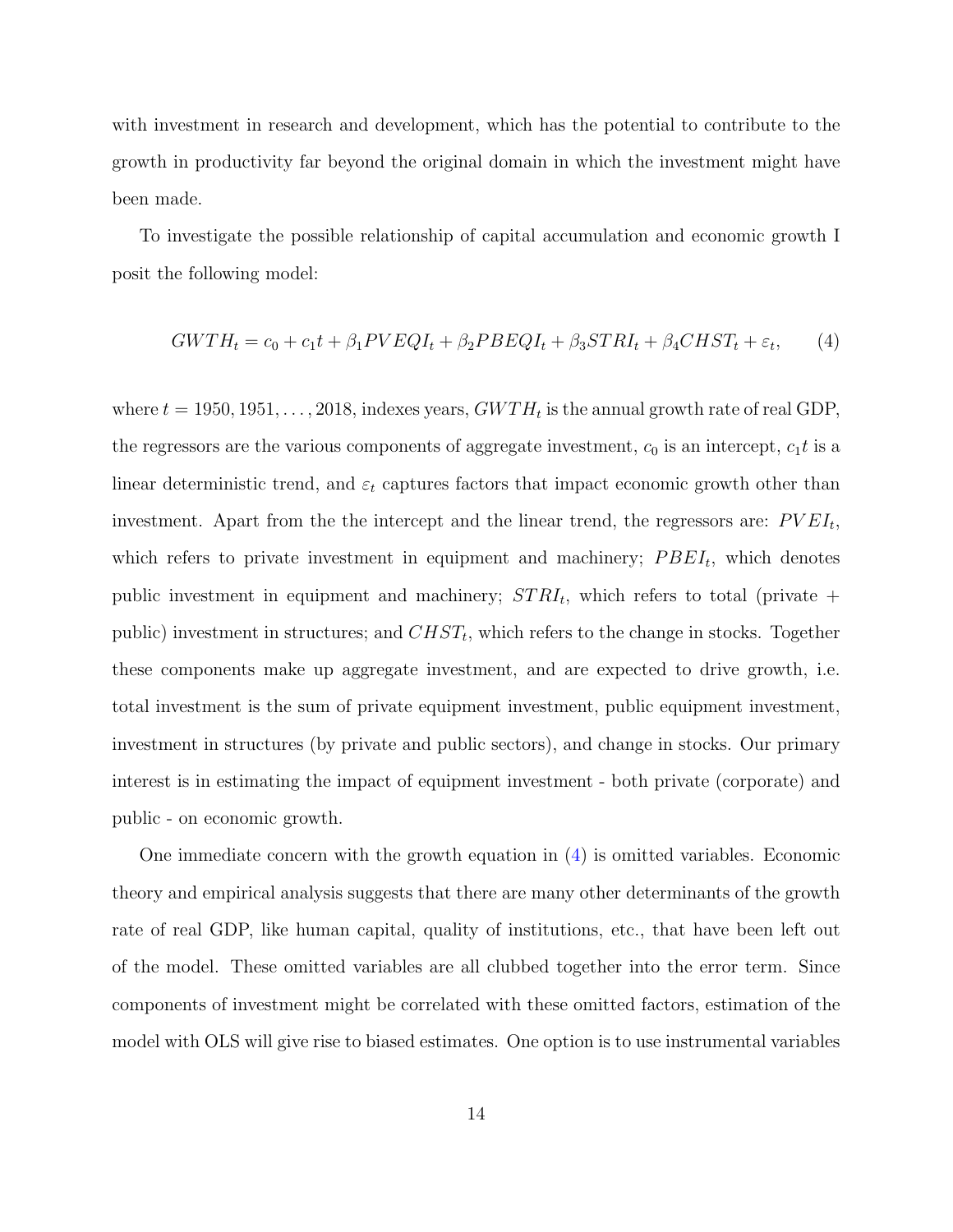with investment in research and development, which has the potential to contribute to the growth in productivity far beyond the original domain in which the investment might have been made.

To investigate the possible relationship of capital accumulation and economic growth I posit the following model:

$$GWTH_t = c_0 + c_1 t + \beta_1 PVEQI_t + \beta_2 PBEQI_t + \beta_3 STRI_t + \beta_4 CHST_t + \varepsilon_t, \tag{4}$$

where $t = 1950, 1951, \ldots, 2018$, indexes years, $GWTH_t$ is the annual growth rate of real GDP, the regressors are the various components of aggregate investment, $c_0$ is an intercept, $c_1 t$ is a linear deterministic trend, and $\varepsilon_t$ captures factors that impact economic growth other than investment. Apart from the the intercept and the linear trend, the regressors are: $PVEI_t$, which refers to private investment in equipment and machinery; $PBEI_t$, which denotes public investment in equipment and machinery; $STRI_t$, which refers to total (private + public) investment in structures; and $CHST_t$, which refers to the change in stocks. Together these components make up aggregate investment, and are expected to drive growth, i.e. total investment is the sum of private equipment investment, public equipment investment, investment in structures (by private and public sectors), and change in stocks. Our primary interest is in estimating the impact of equipment investment - both private (corporate) and public - on economic growth.

One immediate concern with the growth equation in (4) is omitted variables. Economic theory and empirical analysis suggests that there are many other determinants of the growth rate of real GDP, like human capital, quality of institutions, etc., that have been left out of the model. These omitted variables are all clubbed together into the error term. Since components of investment might be correlated with these omitted factors, estimation of the model with OLS will give rise to biased estimates. One option is to use instrumental variables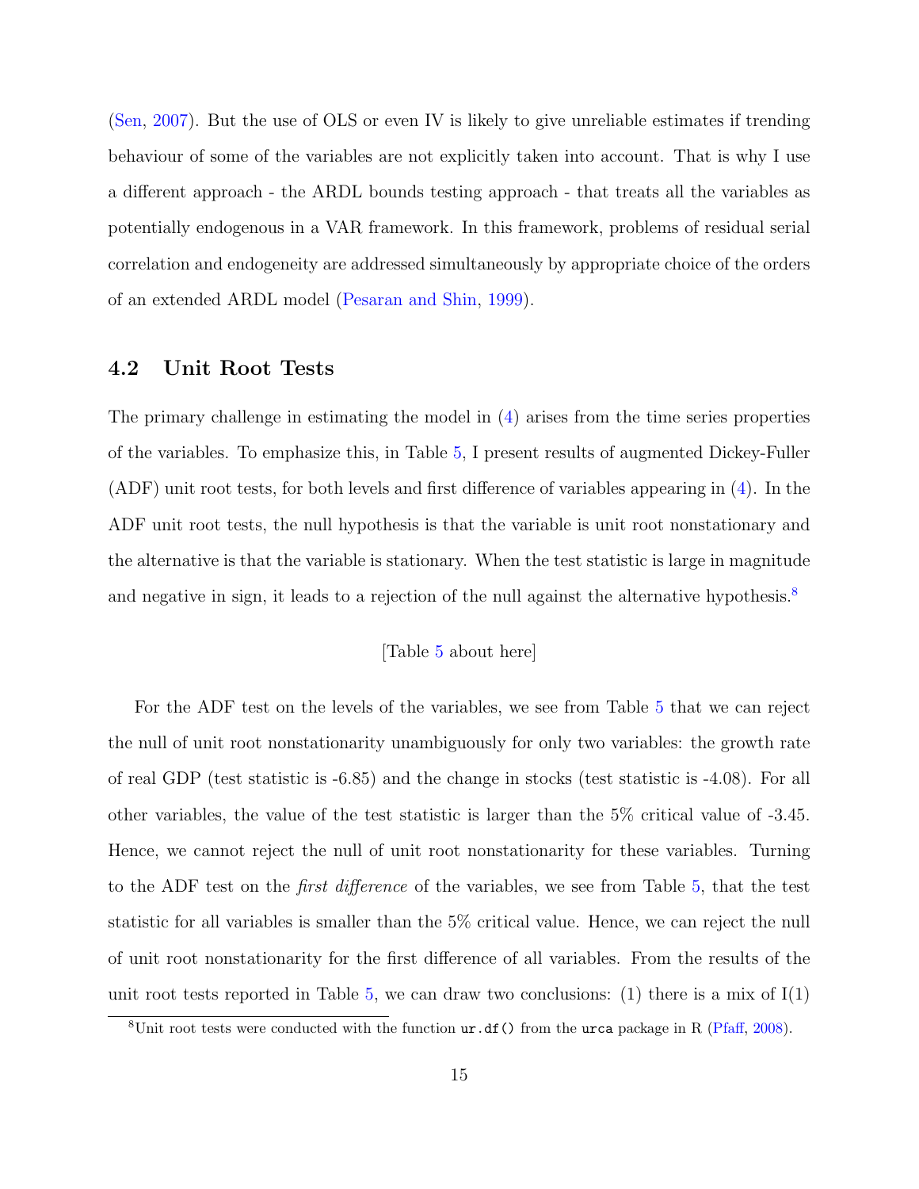(Sen, 2007). But the use of OLS or even IV is likely to give unreliable estimates if trending behaviour of some of the variables are not explicitly taken into account. That is why I use a different approach - the ARDL bounds testing approach - that treats all the variables as potentially endogenous in a VAR framework. In this framework, problems of residual serial correlation and endogeneity are addressed simultaneously by appropriate choice of the orders of an extended ARDL model (Pesaran and Shin, 1999).

## 4.2 Unit Root Tests

The primary challenge in estimating the model in (4) arises from the time series properties of the variables. To emphasize this, in Table 5, I present results of augmented Dickey-Fuller (ADF) unit root tests, for both levels and first difference of variables appearing in (4). In the ADF unit root tests, the null hypothesis is that the variable is unit root nonstationary and the alternative is that the variable is stationary. When the test statistic is large in magnitude and negative in sign, it leads to a rejection of the null against the alternative hypothesis.[8]

[Table 5 about here]

For the ADF test on the levels of the variables, we see from Table 5 that we can reject the null of unit root nonstationarity unambiguously for only two variables: the growth rate of real GDP (test statistic is -6.85) and the change in stocks (test statistic is -4.08). For all other variables, the value of the test statistic is larger than the 5% critical value of -3.45. Hence, we cannot reject the null of unit root nonstationarity for these variables. Turning to the ADF test on the *first difference* of the variables, we see from Table 5, that the test statistic for all variables is smaller than the 5% critical value. Hence, we can reject the null of unit root nonstationarity for the first difference of all variables. From the results of the unit root tests reported in Table 5, we can draw two conclusions: (1) there is a mix of I(1)

[8] Unit root tests were conducted with the function `ur.df()` from the `urca` package in R (Pfaff, 2008).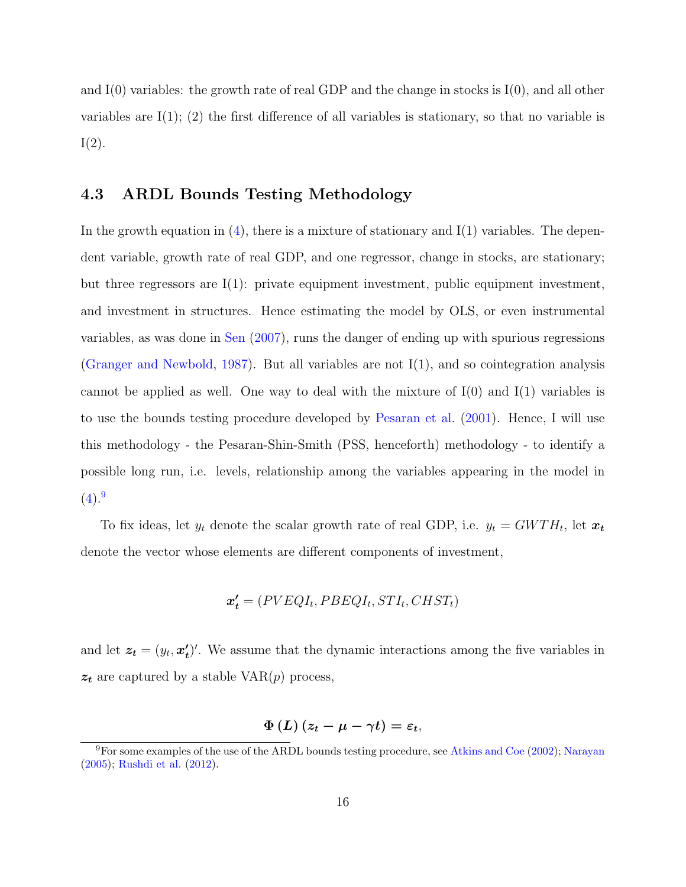and I(0) variables: the growth rate of real GDP and the change in stocks is I(0), and all other variables are I(1); (2) the first difference of all variables is stationary, so that no variable is I(2).

### 4.3 ARDL Bounds Testing Methodology

In the growth equation in (4), there is a mixture of stationary and I(1) variables. The dependent variable, growth rate of real GDP, and one regressor, change in stocks, are stationary; but three regressors are I(1): private equipment investment, public equipment investment, and investment in structures. Hence estimating the model by OLS, or even instrumental variables, as was done in Sen (2007), runs the danger of ending up with spurious regressions (Granger and Newbold, 1987). But all variables are not I(1), and so cointegration analysis cannot be applied as well. One way to deal with the mixture of I(0) and I(1) variables is to use the bounds testing procedure developed by Pesaran et al. (2001). Hence, I will use this methodology - the Pesaran-Shin-Smith (PSS, henceforth) methodology - to identify a possible long run, i.e. levels, relationship among the variables appearing in the model in (4).[9]

To fix ideas, let $y_t$ denote the scalar growth rate of real GDP, i.e. $y_t = GWTH_t$, let $\boldsymbol{x_t}$ denote the vector whose elements are different components of investment,

$$\boldsymbol{x_t'} = (PVEQI_t, PBEQI_t, STI_t, CHST_t)$$

and let $\boldsymbol{z_t} = (y_t, \boldsymbol{x_t'})'$. We assume that the dynamic interactions among the five variables in $\boldsymbol{z_t}$ are captured by a stable VAR($p$) process,

$$\boldsymbol{\Phi}\left(\boldsymbol{L}\right)\left(\boldsymbol{z_t} - \boldsymbol{\mu} - \boldsymbol{\gamma t}\right) = \boldsymbol{\varepsilon}_t,$$

[9] For some examples of the use of the ARDL bounds testing procedure, see Atkins and Coe (2002); Narayan (2005); Rushdi et al. (2012).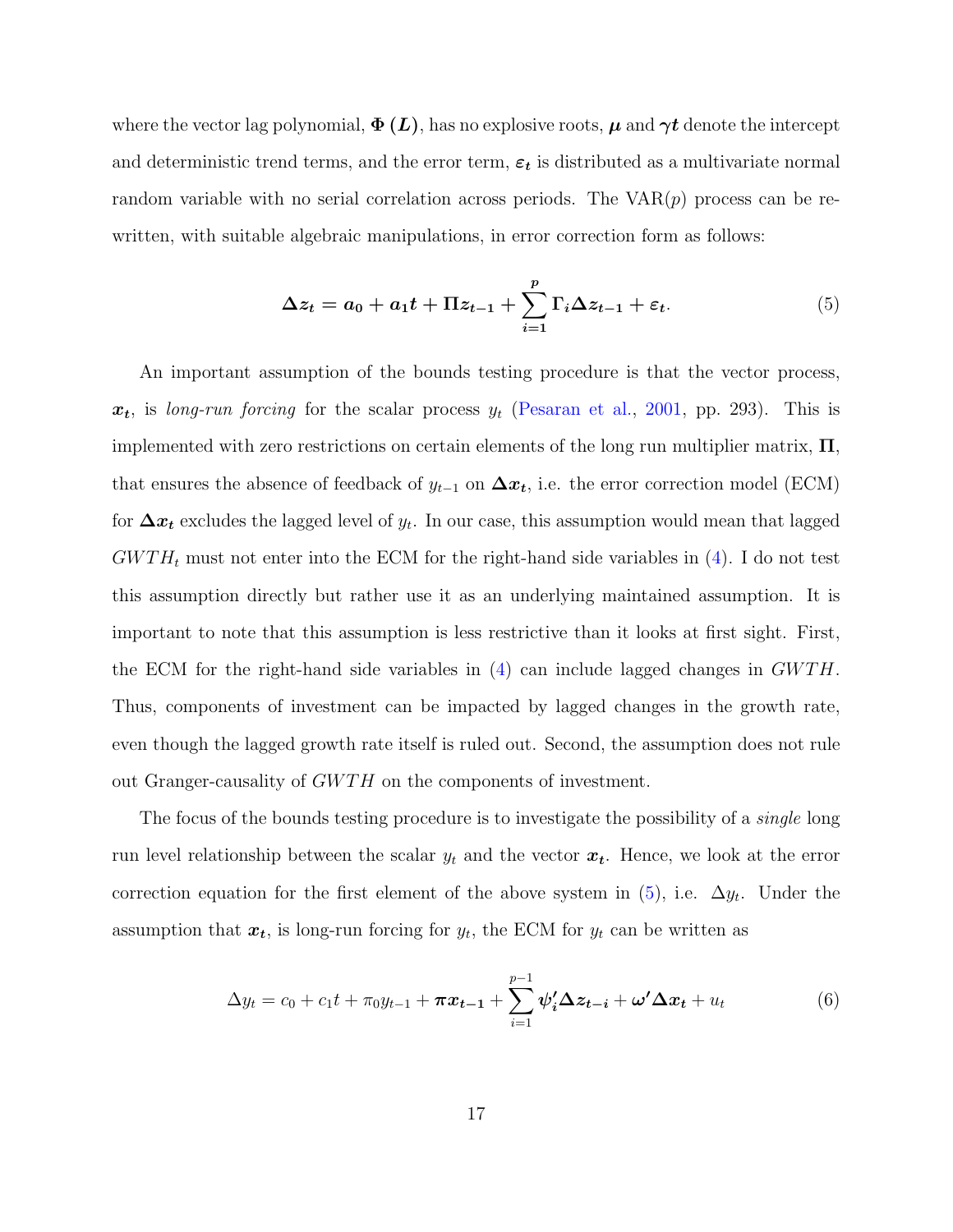where the vector lag polynomial, $\boldsymbol{\Phi}\left(\boldsymbol{L}\right)$, has no explosive roots, $\boldsymbol{\mu}$ and $\boldsymbol{\gamma t}$ denote the intercept and deterministic trend terms, and the error term, $\boldsymbol{\varepsilon_t}$ is distributed as a multivariate normal random variable with no serial correlation across periods. The VAR($p$) process can be re-written, with suitable algebraic manipulations, in error correction form as follows:

$$\boldsymbol{\Delta z_t = a_0 + a_1 t + \Pi z_{t-1} + \sum_{i=1}^{p} \Gamma_i \Delta z_{t-1} + \varepsilon_t}. \tag{5}$$

An important assumption of the bounds testing procedure is that the vector process, $\boldsymbol{x_t}$, is *long-run forcing* for the scalar process $y_t$ (Pesaran et al., 2001, pp. 293). This is implemented with zero restrictions on certain elements of the long run multiplier matrix, $\boldsymbol{\Pi}$, that ensures the absence of feedback of $y_{t-1}$ on $\boldsymbol{\Delta x_t}$, i.e. the error correction model (ECM) for $\boldsymbol{\Delta x_t}$ excludes the lagged level of $y_t$. In our case, this assumption would mean that lagged $GWTH_t$ must not enter into the ECM for the right-hand side variables in (4). I do not test this assumption directly but rather use it as an underlying maintained assumption. It is important to note that this assumption is less restrictive than it looks at first sight. First, the ECM for the right-hand side variables in (4) can include lagged changes in $GWTH$. Thus, components of investment can be impacted by lagged changes in the growth rate, even though the lagged growth rate itself is ruled out. Second, the assumption does not rule out Granger-causality of $GWTH$ on the components of investment.

The focus of the bounds testing procedure is to investigate the possibility of a *single* long run level relationship between the scalar $y_t$ and the vector $\boldsymbol{x_t}$. Hence, we look at the error correction equation for the first element of the above system in (5), i.e. $\Delta y_t$. Under the assumption that $\boldsymbol{x_t}$, is long-run forcing for $y_t$, the ECM for $y_t$ can be written as

$$\Delta y_t = c_0 + c_1 t + \pi_0 y_{t-1} + \boldsymbol{\pi x_{t-1}} + \sum_{i=1}^{p-1} \boldsymbol{\psi_i' \Delta z_{t-i}} + \boldsymbol{\omega' \Delta x_t} + u_t \tag{6}$$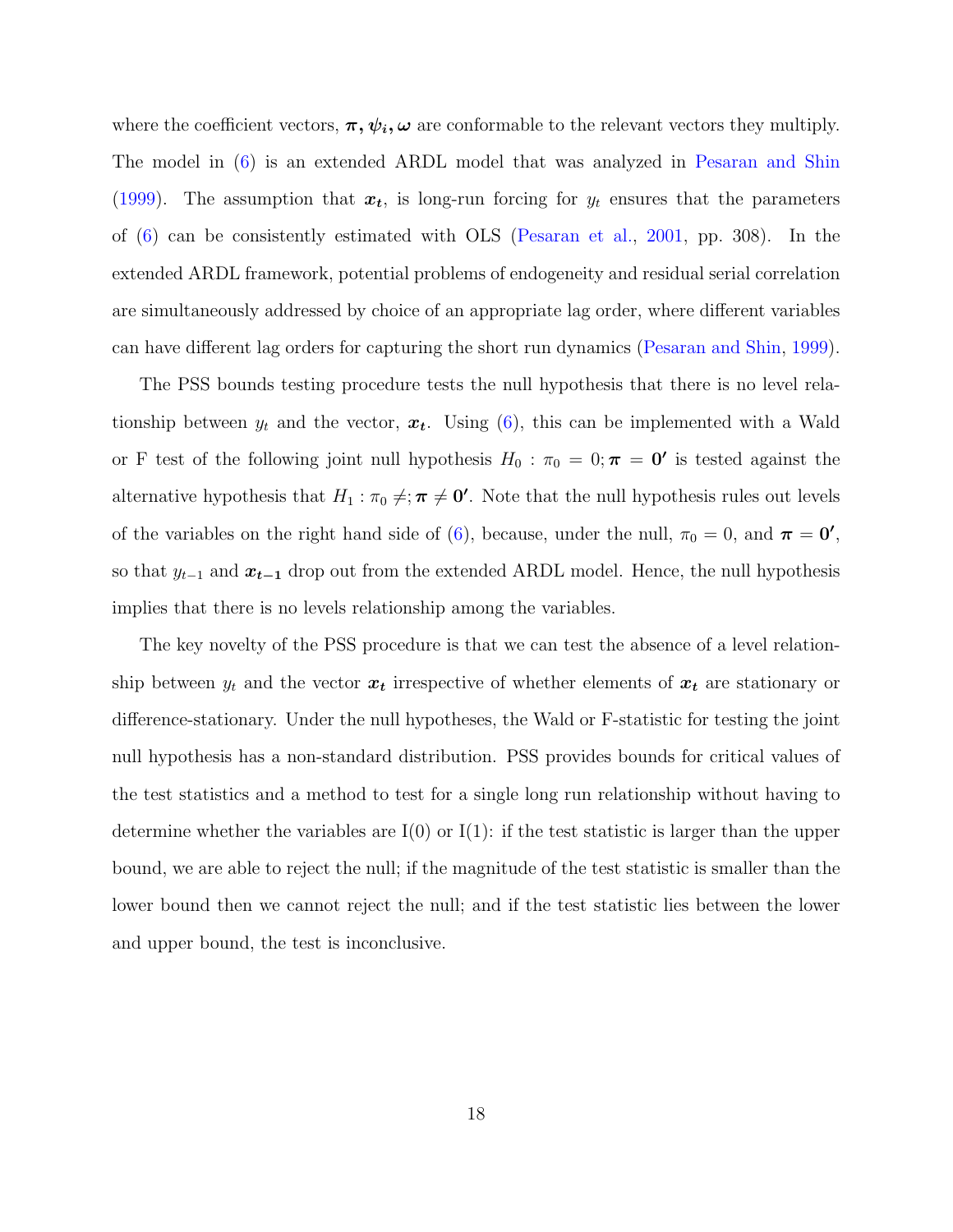where the coefficient vectors, $\boldsymbol{\pi}, \boldsymbol{\psi_i}, \boldsymbol{\omega}$ are conformable to the relevant vectors they multiply. The model in (6) is an extended ARDL model that was analyzed in Pesaran and Shin (1999). The assumption that $\boldsymbol{x_t}$, is long-run forcing for $y_t$ ensures that the parameters of (6) can be consistently estimated with OLS (Pesaran et al., 2001, pp. 308). In the extended ARDL framework, potential problems of endogeneity and residual serial correlation are simultaneously addressed by choice of an appropriate lag order, where different variables can have different lag orders for capturing the short run dynamics (Pesaran and Shin, 1999).

The PSS bounds testing procedure tests the null hypothesis that there is no level relationship between $y_t$ and the vector, $\boldsymbol{x_t}$. Using (6), this can be implemented with a Wald or F test of the following joint null hypothesis $H_0 : \pi_0 = 0; \boldsymbol{\pi} = \boldsymbol{0'}$ is tested against the alternative hypothesis that $H_1 : \pi_0 \neq; \boldsymbol{\pi} \neq \boldsymbol{0'}$. Note that the null hypothesis rules out levels of the variables on the right hand side of (6), because, under the null, $\pi_0 = 0$, and $\boldsymbol{\pi} = \boldsymbol{0'}$, so that $y_{t-1}$ and $\boldsymbol{x_{t-1}}$ drop out from the extended ARDL model. Hence, the null hypothesis implies that there is no levels relationship among the variables.

The key novelty of the PSS procedure is that we can test the absence of a level relationship between $y_t$ and the vector $\boldsymbol{x_t}$ irrespective of whether elements of $\boldsymbol{x_t}$ are stationary or difference-stationary. Under the null hypotheses, the Wald or F-statistic for testing the joint null hypothesis has a non-standard distribution. PSS provides bounds for critical values of the test statistics and a method to test for a single long run relationship without having to determine whether the variables are I(0) or I(1): if the test statistic is larger than the upper bound, we are able to reject the null; if the magnitude of the test statistic is smaller than the lower bound then we cannot reject the null; and if the test statistic lies between the lower and upper bound, the test is inconclusive.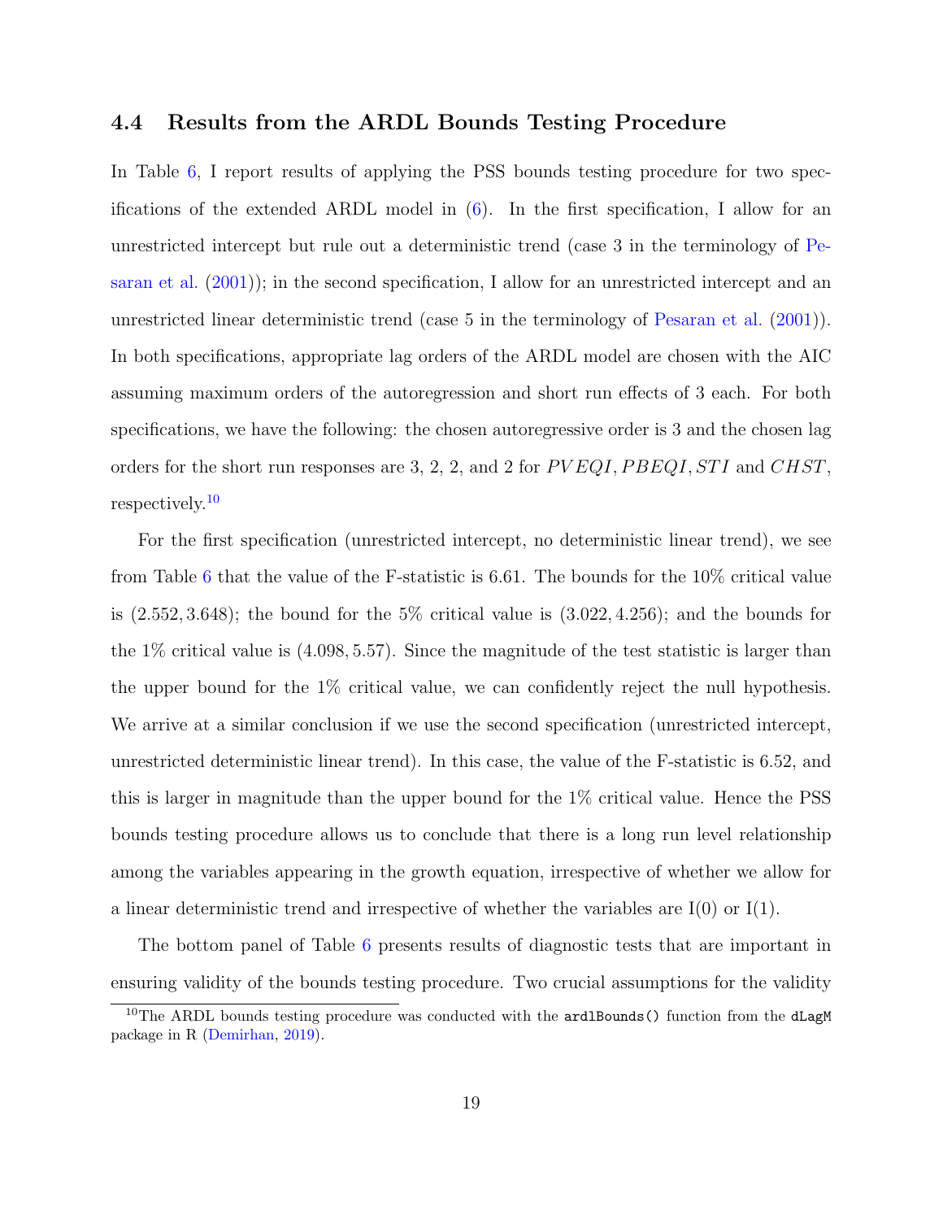### 4.4 Results from the ARDL Bounds Testing Procedure

In Table 6, I report results of applying the PSS bounds testing procedure for two specifications of the extended ARDL model in (6). In the first specification, I allow for an unrestricted intercept but rule out a deterministic trend (case 3 in the terminology of Pesaran et al. (2001)); in the second specification, I allow for an unrestricted intercept and an unrestricted linear deterministic trend (case 5 in the terminology of Pesaran et al. (2001)). In both specifications, appropriate lag orders of the ARDL model are chosen with the AIC assuming maximum orders of the autoregression and short run effects of 3 each. For both specifications, we have the following: the chosen autoregressive order is 3 and the chosen lag orders for the short run responses are 3, 2, 2, and 2 for $PVEQI, PBEQI, STI$ and $CHST$, respectively.[10]

For the first specification (unrestricted intercept, no deterministic linear trend), we see from Table 6 that the value of the F-statistic is 6.61. The bounds for the 10% critical value is $(2.552, 3.648)$; the bound for the 5% critical value is $(3.022, 4.256)$; and the bounds for the 1% critical value is $(4.098, 5.57)$. Since the magnitude of the test statistic is larger than the upper bound for the 1% critical value, we can confidently reject the null hypothesis. We arrive at a similar conclusion if we use the second specification (unrestricted intercept, unrestricted deterministic linear trend). In this case, the value of the F-statistic is 6.52, and this is larger in magnitude than the upper bound for the 1% critical value. Hence the PSS bounds testing procedure allows us to conclude that there is a long run level relationship among the variables appearing in the growth equation, irrespective of whether we allow for a linear deterministic trend and irrespective of whether the variables are I(0) or I(1).

The bottom panel of Table 6 presents results of diagnostic tests that are important in ensuring validity of the bounds testing procedure. Two crucial assumptions for the validity

[10] The ARDL bounds testing procedure was conducted with the `ardlBounds()` function from the `dLagM` package in R (Demirhan, 2019).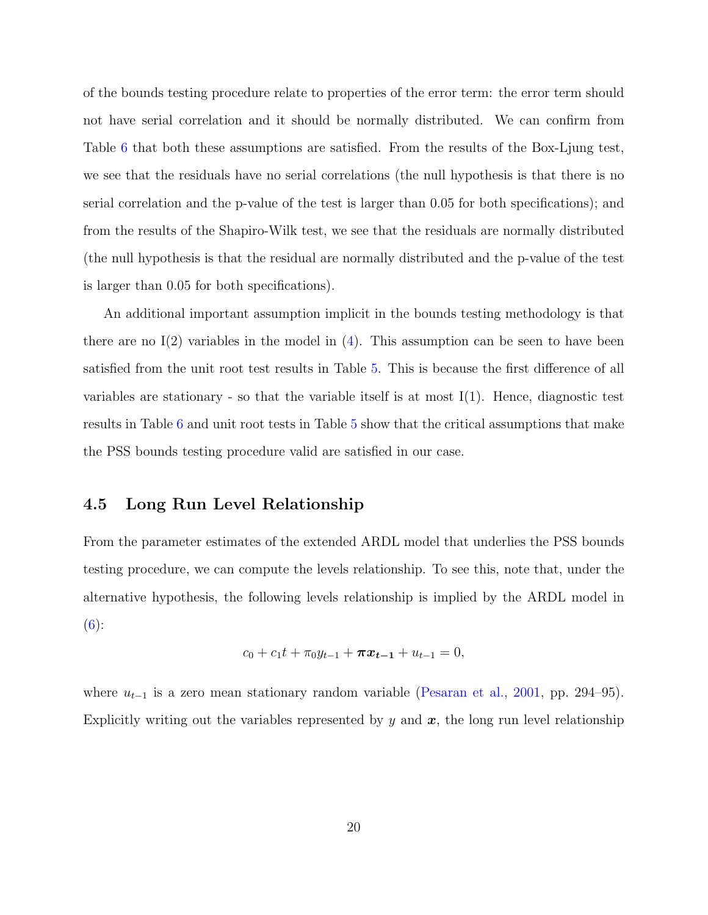of the bounds testing procedure relate to properties of the error term: the error term should not have serial correlation and it should be normally distributed. We can confirm from Table 6 that both these assumptions are satisfied. From the results of the Box-Ljung test, we see that the residuals have no serial correlations (the null hypothesis is that there is no serial correlation and the p-value of the test is larger than 0.05 for both specifications); and from the results of the Shapiro-Wilk test, we see that the residuals are normally distributed (the null hypothesis is that the residual are normally distributed and the p-value of the test is larger than 0.05 for both specifications).

An additional important assumption implicit in the bounds testing methodology is that there are no I(2) variables in the model in (4). This assumption can be seen to have been satisfied from the unit root test results in Table 5. This is because the first difference of all variables are stationary - so that the variable itself is at most I(1). Hence, diagnostic test results in Table 6 and unit root tests in Table 5 show that the critical assumptions that make the PSS bounds testing procedure valid are satisfied in our case.

### 4.5 Long Run Level Relationship

From the parameter estimates of the extended ARDL model that underlies the PSS bounds testing procedure, we can compute the levels relationship. To see this, note that, under the alternative hypothesis, the following levels relationship is implied by the ARDL model in (6):

$$c_0 + c_1 t + \pi_0 y_{t-1} + \boldsymbol{\pi} \boldsymbol{x_{t-1}} + u_{t-1} = 0,$$

where $u_{t-1}$ is a zero mean stationary random variable (Pesaran et al., 2001, pp. 294–95). Explicitly writing out the variables represented by $y$ and $\boldsymbol{x}$, the long run level relationship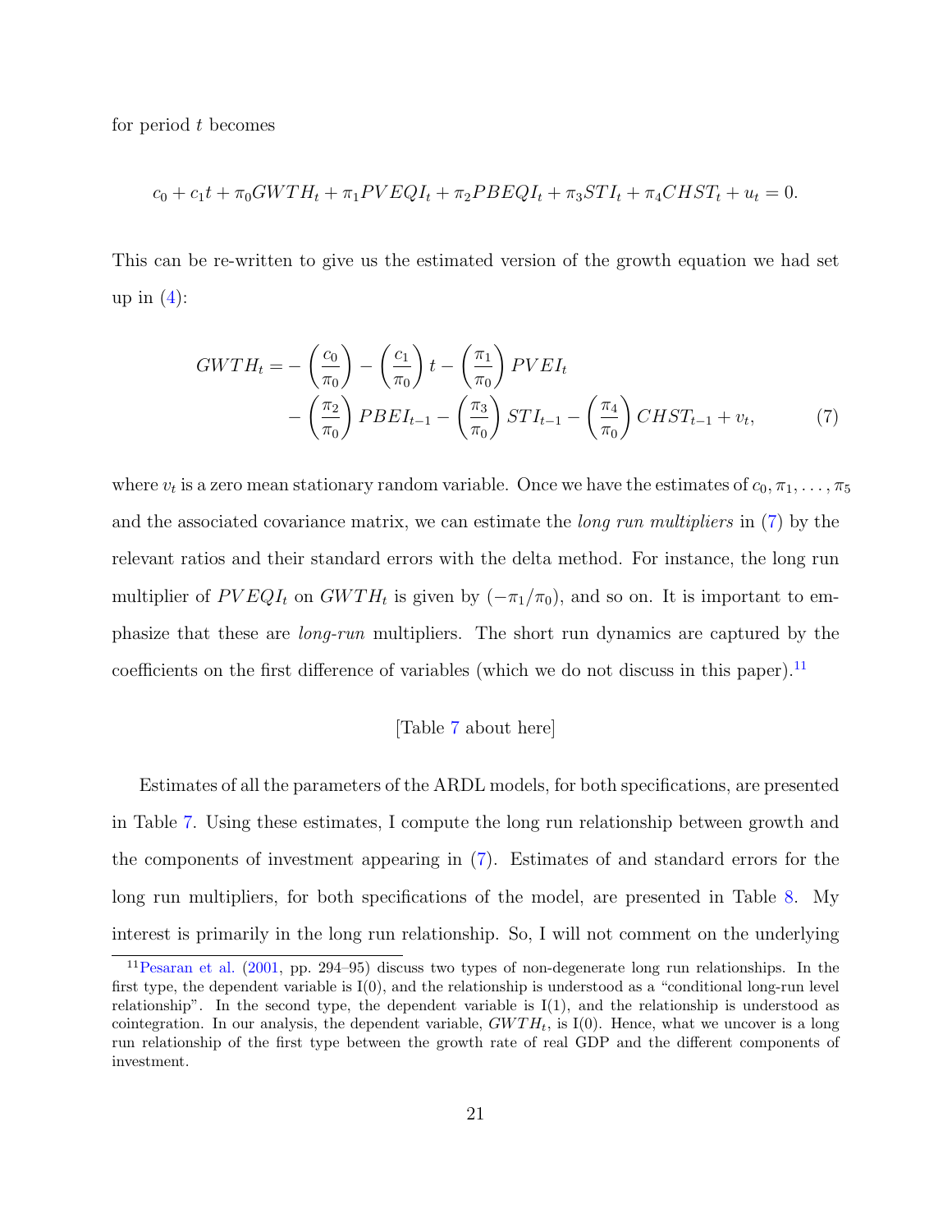for period $t$ becomes

$$c_0 + c_1 t + \pi_0 GWTH_t + \pi_1 PVEQI_t + \pi_2 PBEQI_t + \pi_3 STI_t + \pi_4 CHST_t + u_t = 0.$$

This can be re-written to give us the estimated version of the growth equation we had set up in (4):

$$\begin{aligned} GWTH_t = & -\left(\frac{c_0}{\pi_0}\right) - \left(\frac{c_1}{\pi_0}\right) t - \left(\frac{\pi_1}{\pi_0}\right) PVEI_t \\ & - \left(\frac{\pi_2}{\pi_0}\right) PBEI_{t-1} - \left(\frac{\pi_3}{\pi_0}\right) STI_{t-1} - \left(\frac{\pi_4}{\pi_0}\right) CHST_{t-1} + v_t, \end{aligned} \tag{7}$$

where $v_t$ is a zero mean stationary random variable. Once we have the estimates of $c_0, \pi_1, \ldots, \pi_5$ and the associated covariance matrix, we can estimate the *long run multipliers* in (7) by the relevant ratios and their standard errors with the delta method. For instance, the long run multiplier of $PVEQI_t$ on $GWTH_t$ is given by $(-\pi_1/\pi_0)$, and so on. It is important to emphasize that these are *long-run* multipliers. The short run dynamics are captured by the coefficients on the first difference of variables (which we do not discuss in this paper).[11]

[Table 7 about here]

Estimates of all the parameters of the ARDL models, for both specifications, are presented in Table 7. Using these estimates, I compute the long run relationship between growth and the components of investment appearing in (7). Estimates of and standard errors for the long run multipliers, for both specifications of the model, are presented in Table 8. My interest is primarily in the long run relationship. So, I will not comment on the underlying

[11] Pesaran et al. (2001, pp. 294–95) discuss two types of non-degenerate long run relationships. In the first type, the dependent variable is I(0), and the relationship is understood as a "conditional long-run level relationship". In the second type, the dependent variable is I(1), and the relationship is understood as cointegration. In our analysis, the dependent variable, $GWTH_t$, is I(0). Hence, what we uncover is a long run relationship of the first type between the growth rate of real GDP and the different components of investment.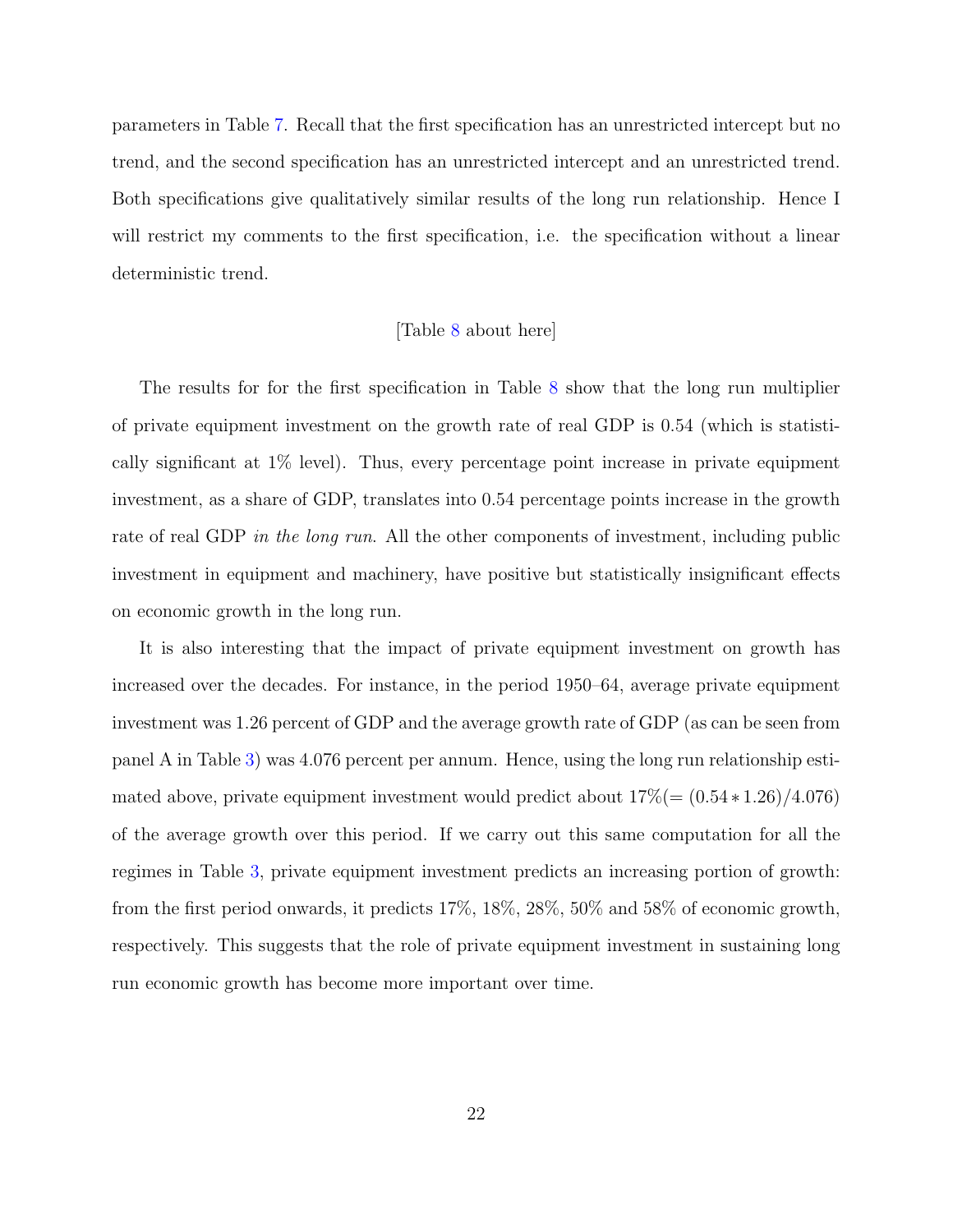parameters in Table 7. Recall that the first specification has an unrestricted intercept but no trend, and the second specification has an unrestricted intercept and an unrestricted trend. Both specifications give qualitatively similar results of the long run relationship. Hence I will restrict my comments to the first specification, i.e. the specification without a linear deterministic trend.

[Table 8 about here]

The results for for the first specification in Table 8 show that the long run multiplier of private equipment investment on the growth rate of real GDP is 0.54 (which is statistically significant at 1% level). Thus, every percentage point increase in private equipment investment, as a share of GDP, translates into 0.54 percentage points increase in the growth rate of real GDP *in the long run*. All the other components of investment, including public investment in equipment and machinery, have positive but statistically insignificant effects on economic growth in the long run.

It is also interesting that the impact of private equipment investment on growth has increased over the decades. For instance, in the period 1950–64, average private equipment investment was 1.26 percent of GDP and the average growth rate of GDP (as can be seen from panel A in Table 3) was 4.076 percent per annum. Hence, using the long run relationship estimated above, private equipment investment would predict about $17\%(= (0.54 * 1.26)/4.076)$ of the average growth over this period. If we carry out this same computation for all the regimes in Table 3, private equipment investment predicts an increasing portion of growth: from the first period onwards, it predicts 17%, 18%, 28%, 50% and 58% of economic growth, respectively. This suggests that the role of private equipment investment in sustaining long run economic growth has become more important over time.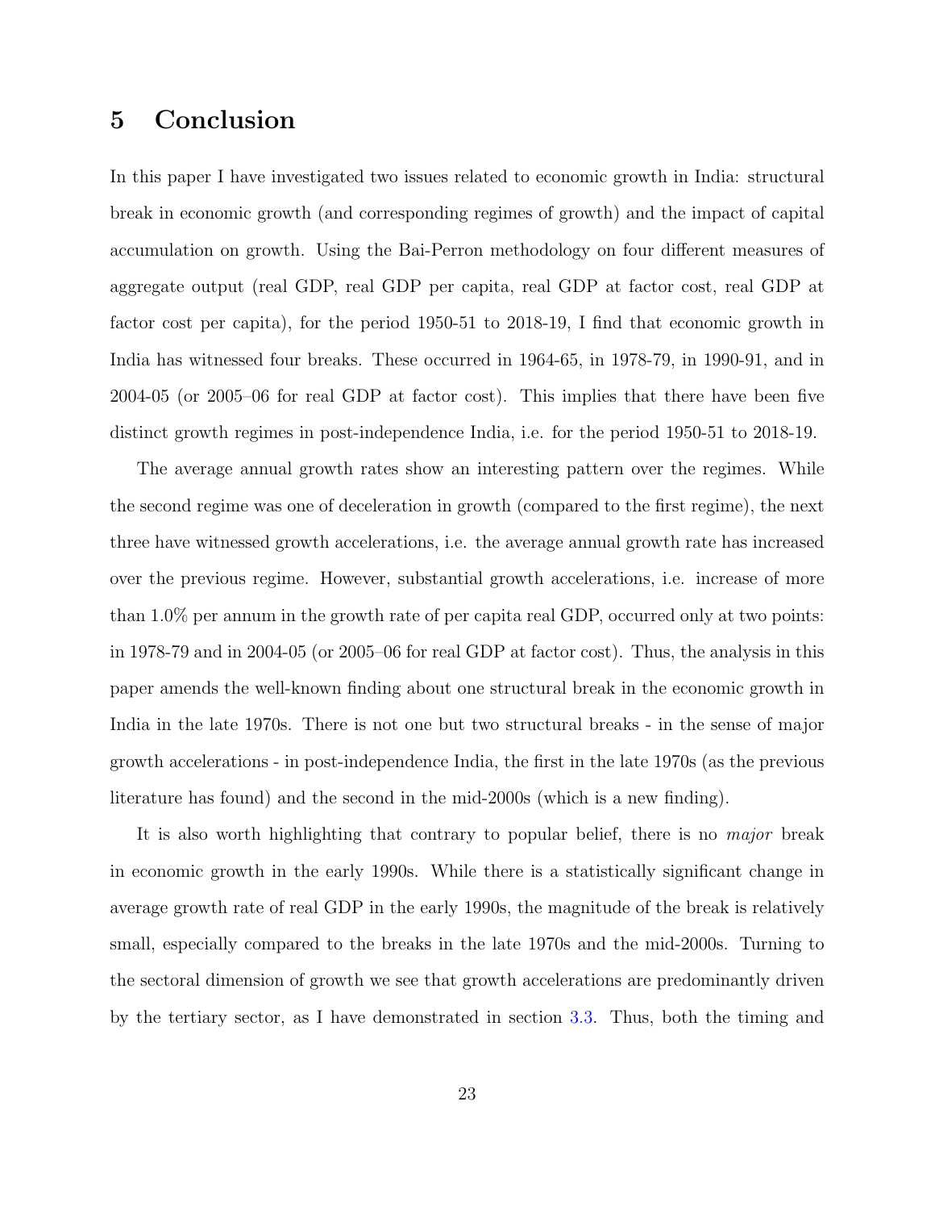# 5 Conclusion

In this paper I have investigated two issues related to economic growth in India: structural break in economic growth (and corresponding regimes of growth) and the impact of capital accumulation on growth. Using the Bai-Perron methodology on four different measures of aggregate output (real GDP, real GDP per capita, real GDP at factor cost, real GDP at factor cost per capita), for the period 1950-51 to 2018-19, I find that economic growth in India has witnessed four breaks. These occurred in 1964-65, in 1978-79, in 1990-91, and in 2004-05 (or 2005–06 for real GDP at factor cost). This implies that there have been five distinct growth regimes in post-independence India, i.e. for the period 1950-51 to 2018-19.

The average annual growth rates show an interesting pattern over the regimes. While the second regime was one of deceleration in growth (compared to the first regime), the next three have witnessed growth accelerations, i.e. the average annual growth rate has increased over the previous regime. However, substantial growth accelerations, i.e. increase of more than 1.0% per annum in the growth rate of per capita real GDP, occurred only at two points: in 1978-79 and in 2004-05 (or 2005–06 for real GDP at factor cost). Thus, the analysis in this paper amends the well-known finding about one structural break in the economic growth in India in the late 1970s. There is not one but two structural breaks - in the sense of major growth accelerations - in post-independence India, the first in the late 1970s (as the previous literature has found) and the second in the mid-2000s (which is a new finding).

It is also worth highlighting that contrary to popular belief, there is no *major* break in economic growth in the early 1990s. While there is a statistically significant change in average growth rate of real GDP in the early 1990s, the magnitude of the break is relatively small, especially compared to the breaks in the late 1970s and the mid-2000s. Turning to the sectoral dimension of growth we see that growth accelerations are predominantly driven by the tertiary sector, as I have demonstrated in section 3.3. Thus, both the timing and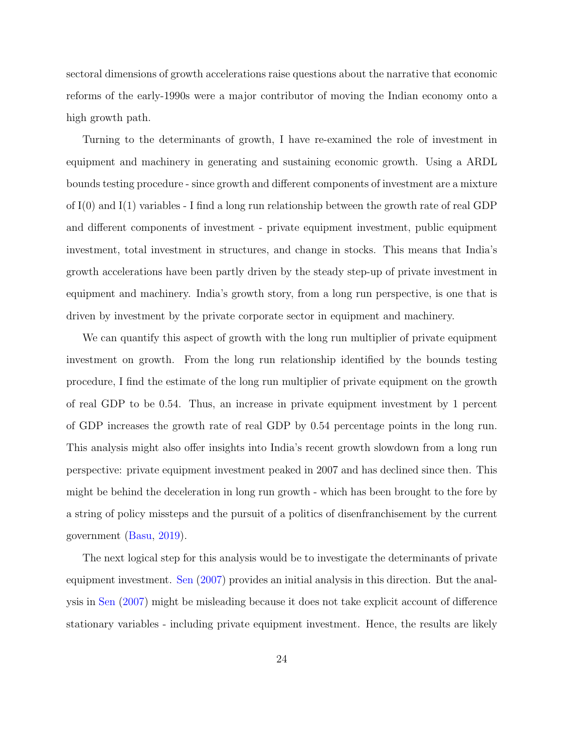sectoral dimensions of growth accelerations raise questions about the narrative that economic reforms of the early-1990s were a major contributor of moving the Indian economy onto a high growth path.

Turning to the determinants of growth, I have re-examined the role of investment in equipment and machinery in generating and sustaining economic growth. Using a ARDL bounds testing procedure - since growth and different components of investment are a mixture of I(0) and I(1) variables - I find a long run relationship between the growth rate of real GDP and different components of investment - private equipment investment, public equipment investment, total investment in structures, and change in stocks. This means that India's growth accelerations have been partly driven by the steady step-up of private investment in equipment and machinery. India's growth story, from a long run perspective, is one that is driven by investment by the private corporate sector in equipment and machinery.

We can quantify this aspect of growth with the long run multiplier of private equipment investment on growth. From the long run relationship identified by the bounds testing procedure, I find the estimate of the long run multiplier of private equipment on the growth of real GDP to be 0.54. Thus, an increase in private equipment investment by 1 percent of GDP increases the growth rate of real GDP by 0.54 percentage points in the long run. This analysis might also offer insights into India's recent growth slowdown from a long run perspective: private equipment investment peaked in 2007 and has declined since then. This might be behind the deceleration in long run growth - which has been brought to the fore by a string of policy missteps and the pursuit of a politics of disenfranchisement by the current government (Basu, 2019).

The next logical step for this analysis would be to investigate the determinants of private equipment investment. Sen (2007) provides an initial analysis in this direction. But the analysis in Sen (2007) might be misleading because it does not take explicit account of difference stationary variables - including private equipment investment. Hence, the results are likely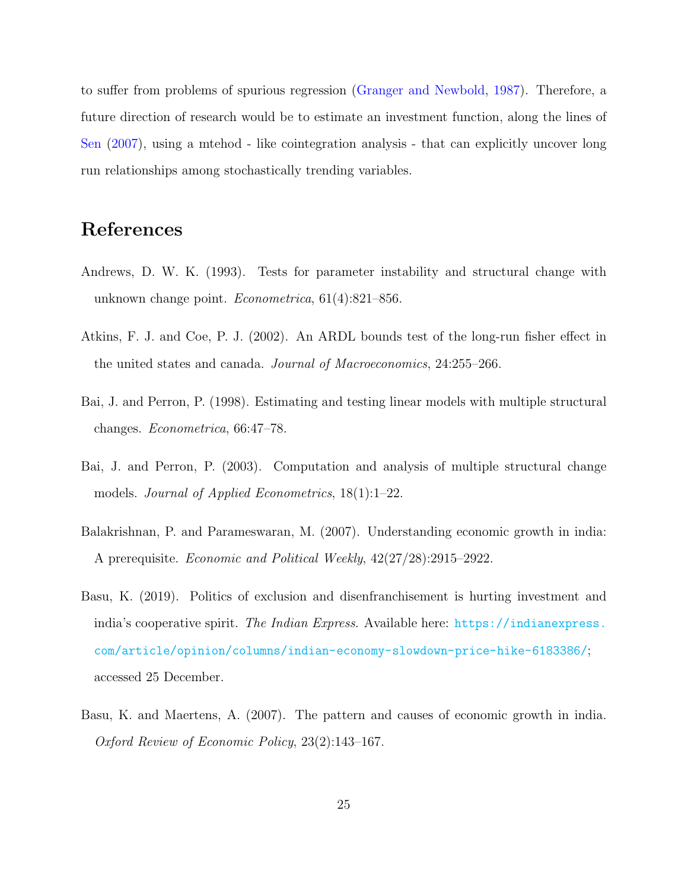to suffer from problems of spurious regression (Granger and Newbold, 1987). Therefore, a future direction of research would be to estimate an investment function, along the lines of Sen (2007), using a mtehod - like cointegration analysis - that can explicitly uncover long run relationships among stochastically trending variables.

# References

Andrews, D. W. K. (1993). Tests for parameter instability and structural change with unknown change point. *Econometrica*, 61(4):821–856.

Atkins, F. J. and Coe, P. J. (2002). An ARDL bounds test of the long-run fisher effect in the united states and canada. *Journal of Macroeconomics*, 24:255–266.

Bai, J. and Perron, P. (1998). Estimating and testing linear models with multiple structural changes. *Econometrica*, 66:47–78.

Bai, J. and Perron, P. (2003). Computation and analysis of multiple structural change models. *Journal of Applied Econometrics*, 18(1):1–22.

Balakrishnan, P. and Parameswaran, M. (2007). Understanding economic growth in india: A prerequisite. *Economic and Political Weekly*, 42(27/28):2915–2922.

Basu, K. (2019). Politics of exclusion and disenfranchisement is hurting investment and india's cooperative spirit. *The Indian Express*. Available here: https://indianexpress.com/article/opinion/columns/indian-economy-slowdown-price-hike-6183386/; accessed 25 December.

Basu, K. and Maertens, A. (2007). The pattern and causes of economic growth in india. *Oxford Review of Economic Policy*, 23(2):143–167.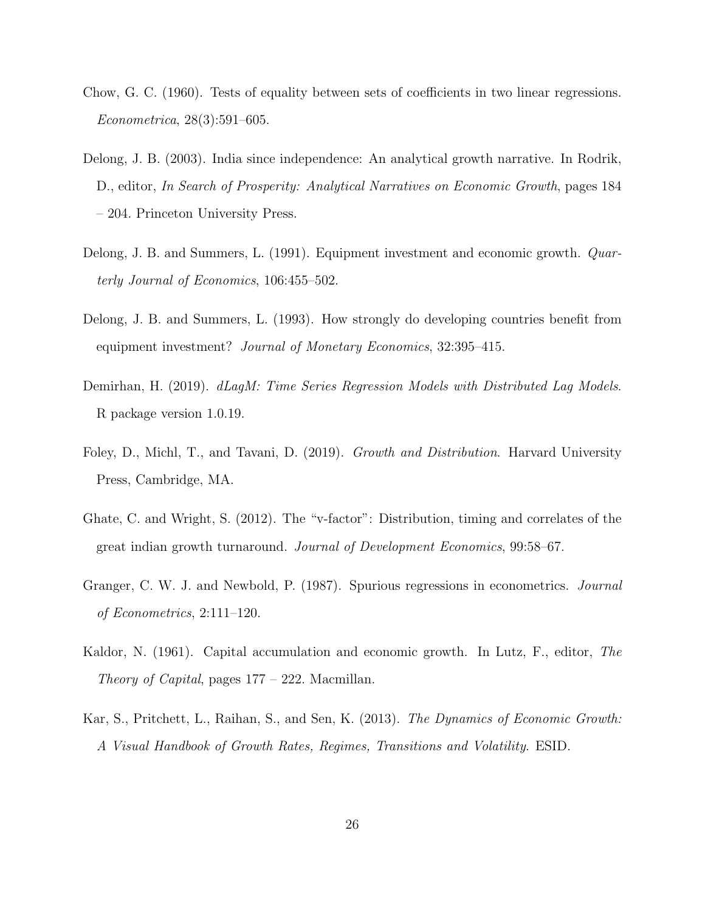Chow, G. C. (1960). Tests of equality between sets of coefficients in two linear regressions. *Econometrica*, 28(3):591–605.

Delong, J. B. (2003). India since independence: An analytical growth narrative. In Rodrik, D., editor, *In Search of Prosperity: Analytical Narratives on Economic Growth*, pages 184 – 204. Princeton University Press.

Delong, J. B. and Summers, L. (1991). Equipment investment and economic growth. *Quarterly Journal of Economics*, 106:455–502.

Delong, J. B. and Summers, L. (1993). How strongly do developing countries benefit from equipment investment? *Journal of Monetary Economics*, 32:395–415.

Demirhan, H. (2019). *dLagM: Time Series Regression Models with Distributed Lag Models*. R package version 1.0.19.

Foley, D., Michl, T., and Tavani, D. (2019). *Growth and Distribution*. Harvard University Press, Cambridge, MA.

Ghate, C. and Wright, S. (2012). The "v-factor": Distribution, timing and correlates of the great indian growth turnaround. *Journal of Development Economics*, 99:58–67.

Granger, C. W. J. and Newbold, P. (1987). Spurious regressions in econometrics. *Journal of Econometrics*, 2:111–120.

Kaldor, N. (1961). Capital accumulation and economic growth. In Lutz, F., editor, *The Theory of Capital*, pages 177 – 222. Macmillan.

Kar, S., Pritchett, L., Raihan, S., and Sen, K. (2013). *The Dynamics of Economic Growth: A Visual Handbook of Growth Rates, Regimes, Transitions and Volatility*. ESID.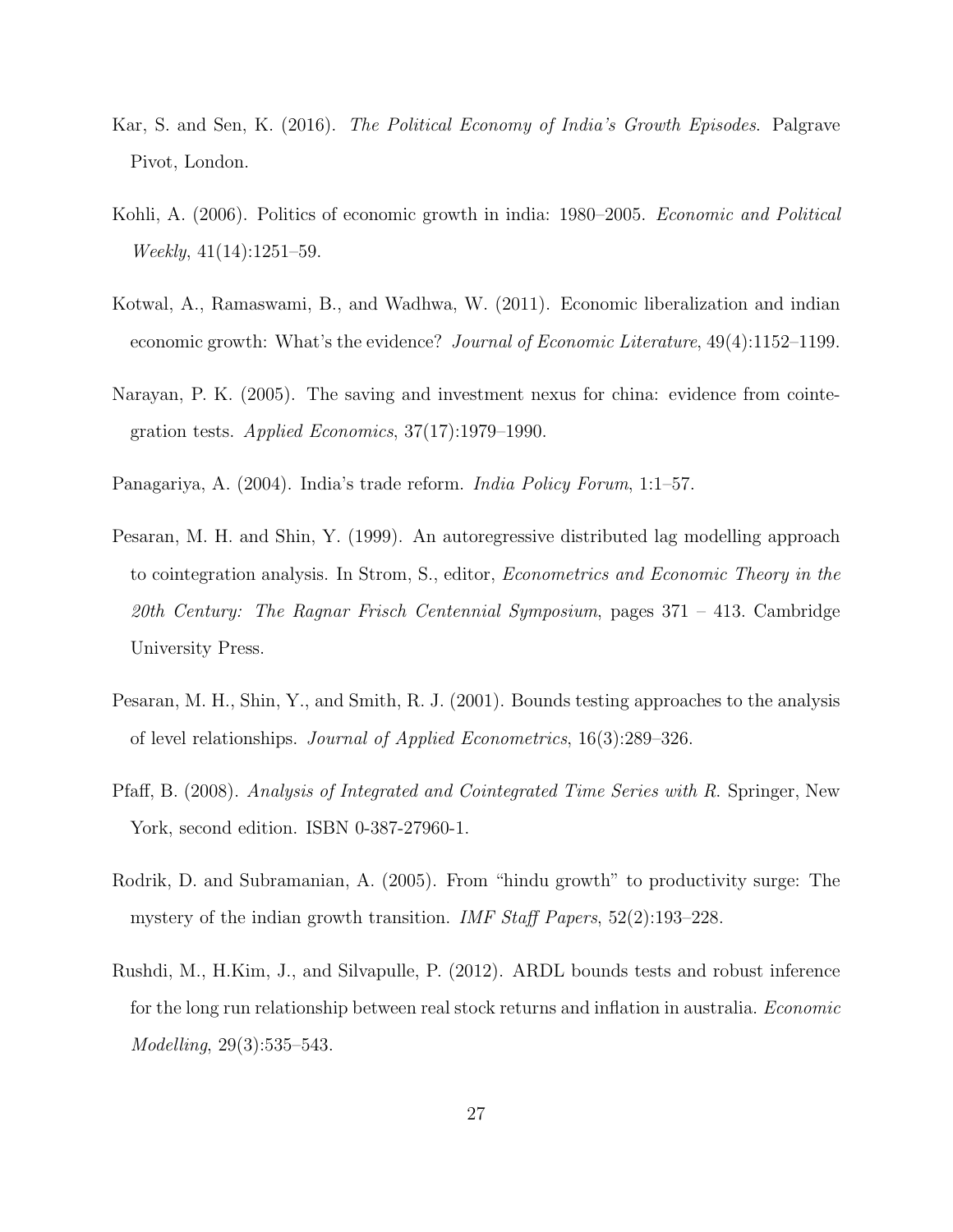Kar, S. and Sen, K. (2016). *The Political Economy of India's Growth Episodes*. Palgrave Pivot, London.

Kohli, A. (2006). Politics of economic growth in india: 1980–2005. *Economic and Political Weekly*, 41(14):1251–59.

Kotwal, A., Ramaswami, B., and Wadhwa, W. (2011). Economic liberalization and indian economic growth: What's the evidence? *Journal of Economic Literature*, 49(4):1152–1199.

Narayan, P. K. (2005). The saving and investment nexus for china: evidence from cointegration tests. *Applied Economics*, 37(17):1979–1990.

Panagariya, A. (2004). India's trade reform. *India Policy Forum*, 1:1–57.

Pesaran, M. H. and Shin, Y. (1999). An autoregressive distributed lag modelling approach to cointegration analysis. In Strom, S., editor, *Econometrics and Economic Theory in the 20th Century: The Ragnar Frisch Centennial Symposium*, pages 371 – 413. Cambridge University Press.

Pesaran, M. H., Shin, Y., and Smith, R. J. (2001). Bounds testing approaches to the analysis of level relationships. *Journal of Applied Econometrics*, 16(3):289–326.

Pfaff, B. (2008). *Analysis of Integrated and Cointegrated Time Series with R*. Springer, New York, second edition. ISBN 0-387-27960-1.

Rodrik, D. and Subramanian, A. (2005). From "hindu growth" to productivity surge: The mystery of the indian growth transition. *IMF Staff Papers*, 52(2):193–228.

Rushdi, M., H.Kim, J., and Silvapulle, P. (2012). ARDL bounds tests and robust inference for the long run relationship between real stock returns and inflation in australia. *Economic Modelling*, 29(3):535–543.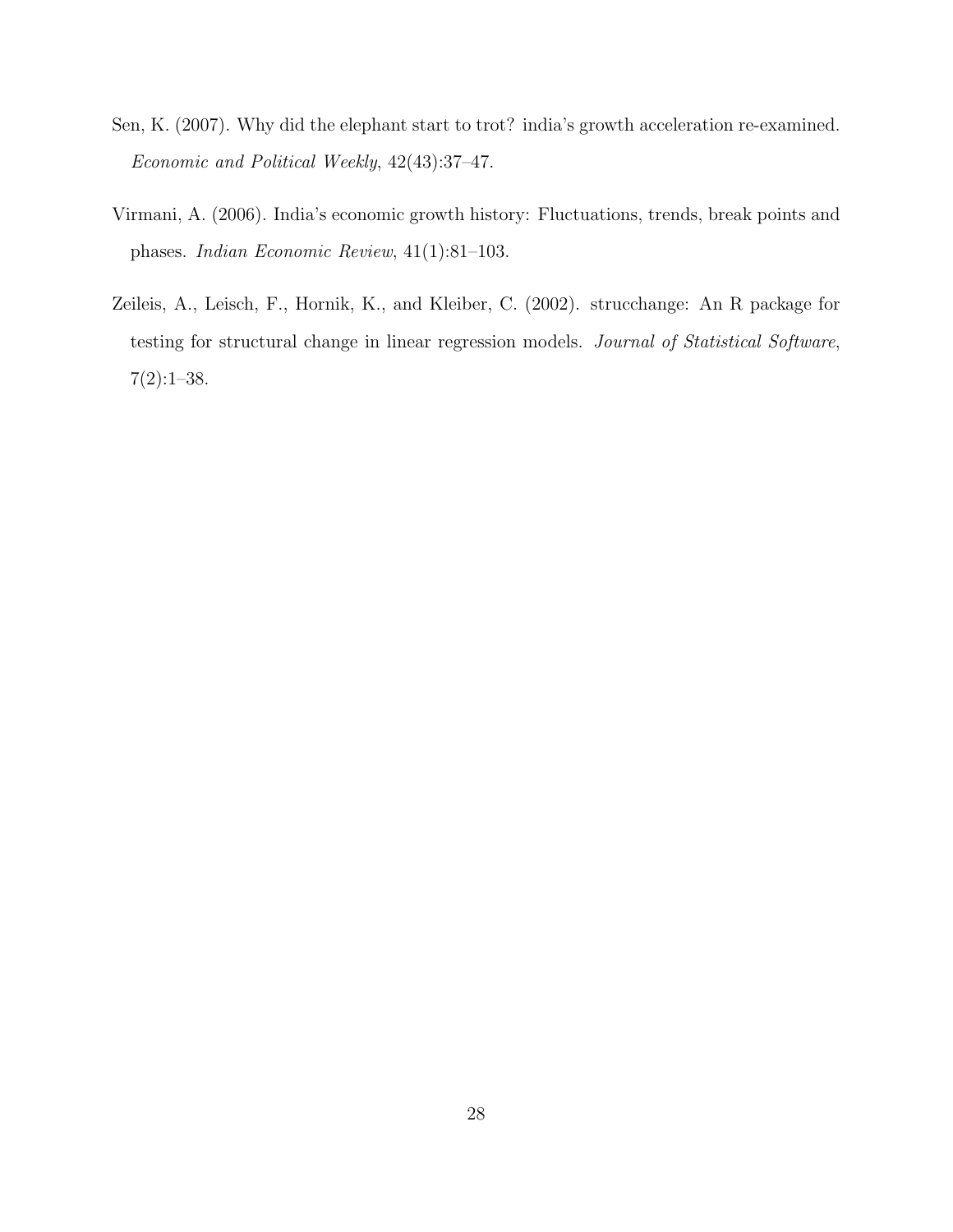Sen, K. (2007). Why did the elephant start to trot? india's growth acceleration re-examined. *Economic and Political Weekly*, 42(43):37–47.

Virmani, A. (2006). India's economic growth history: Fluctuations, trends, break points and phases. *Indian Economic Review*, 41(1):81–103.

Zeileis, A., Leisch, F., Hornik, K., and Kleiber, C. (2002). strucchange: An R package for testing for structural change in linear regression models. *Journal of Statistical Software*, 7(2):1–38.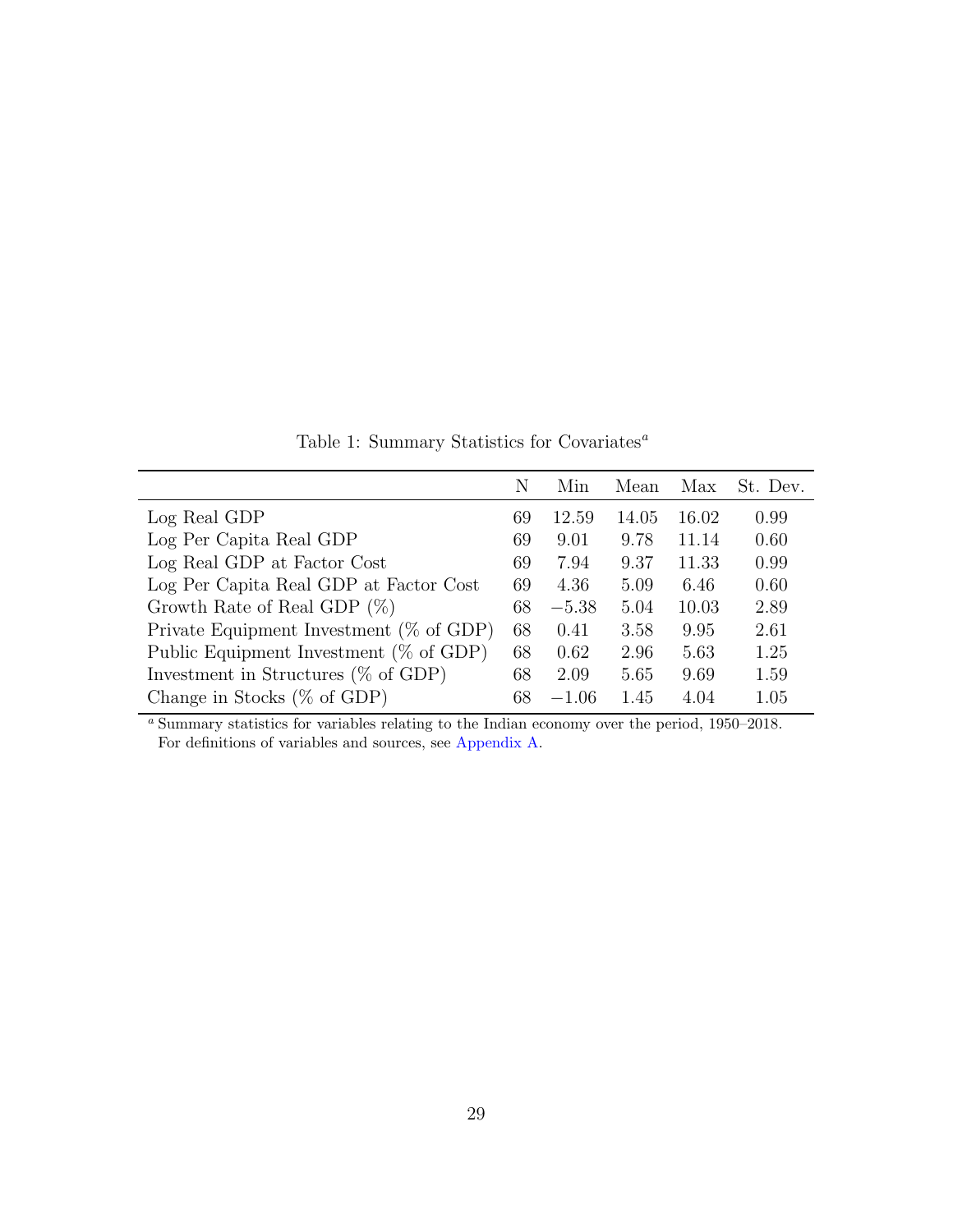Table 1: Summary Statistics for Covariates[a]

| | N | Min | Mean | Max | St. Dev. |
|---|---|---|---|---|---|
| Log Real GDP | 69 | 12.59 | 14.05 | 16.02 | 0.99 |
| Log Per Capita Real GDP | 69 | 9.01 | 9.78 | 11.14 | 0.60 |
| Log Real GDP at Factor Cost | 69 | 7.94 | 9.37 | 11.33 | 0.99 |
| Log Per Capita Real GDP at Factor Cost | 69 | 4.36 | 5.09 | 6.46 | 0.60 |
| Growth Rate of Real GDP (%) | 68 | −5.38 | 5.04 | 10.03 | 2.89 |
| Private Equipment Investment (% of GDP) | 68 | 0.41 | 3.58 | 9.95 | 2.61 |
| Public Equipment Investment (% of GDP) | 68 | 0.62 | 2.96 | 5.63 | 1.25 |
| Investment in Structures (% of GDP) | 68 | 2.09 | 5.65 | 9.69 | 1.59 |
| Change in Stocks (% of GDP) | 68 | −1.06 | 1.45 | 4.04 | 1.05 |

[a] Summary statistics for variables relating to the Indian economy over the period, 1950–2018. For definitions of variables and sources, see Appendix A.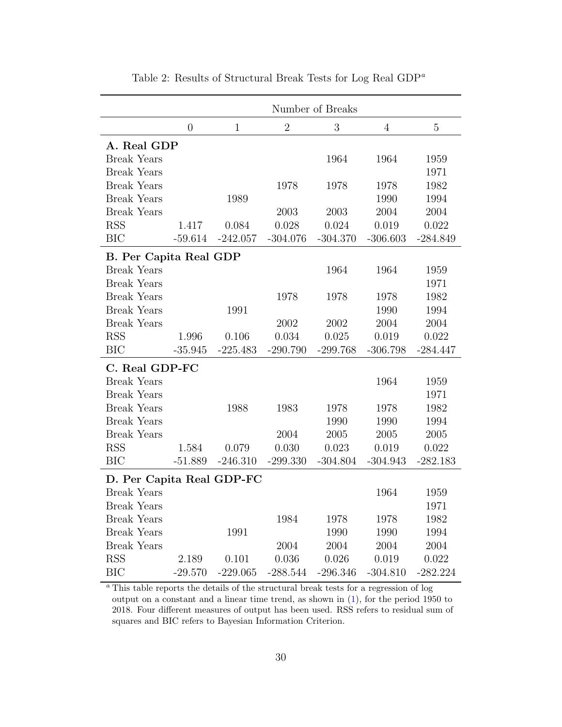Table 2: Results of Structural Break Tests for Log Real GDP[a]

| | Number of Breaks | | | | | |
|---|---|---|---|---|---|---|
| | 0 | 1 | 2 | 3 | 4 | 5 |
| **A. Real GDP** | | | | | | |
| Break Years | | | | 1964 | 1964 | 1959 |
| Break Years | | | | | | 1971 |
| Break Years | | | 1978 | 1978 | 1978 | 1982 |
| Break Years | | 1989 | | | 1990 | 1994 |
| Break Years | | | 2003 | 2003 | 2004 | 2004 |
| RSS | 1.417 | 0.084 | 0.028 | 0.024 | 0.019 | 0.022 |
| BIC | -59.614 | -242.057 | -304.076 | -304.370 | -306.603 | -284.849 |
| **B. Per Capita Real GDP** | | | | | | |
| Break Years | | | | 1964 | 1964 | 1959 |
| Break Years | | | | | | 1971 |
| Break Years | | | 1978 | 1978 | 1978 | 1982 |
| Break Years | | 1991 | | | 1990 | 1994 |
| Break Years | | | 2002 | 2002 | 2004 | 2004 |
| RSS | 1.996 | 0.106 | 0.034 | 0.025 | 0.019 | 0.022 |
| BIC | -35.945 | -225.483 | -290.790 | -299.768 | -306.798 | -284.447 |
| **C. Real GDP-FC** | | | | | | |
| Break Years | | | | | 1964 | 1959 |
| Break Years | | | | | | 1971 |
| Break Years | | 1988 | 1983 | 1978 | 1978 | 1982 |
| Break Years | | | | 1990 | 1990 | 1994 |
| Break Years | | | 2004 | 2005 | 2005 | 2005 |
| RSS | 1.584 | 0.079 | 0.030 | 0.023 | 0.019 | 0.022 |
| BIC | -51.889 | -246.310 | -299.330 | -304.804 | -304.943 | -282.183 |
| **D. Per Capita Real GDP-FC** | | | | | | |
| Break Years | | | | | 1964 | 1959 |
| Break Years | | | | | | 1971 |
| Break Years | | | 1984 | 1978 | 1978 | 1982 |
| Break Years | | 1991 | | 1990 | 1990 | 1994 |
| Break Years | | | 2004 | 2004 | 2004 | 2004 |
| RSS | 2.189 | 0.101 | 0.036 | 0.026 | 0.019 | 0.022 |
| BIC | -29.570 | -229.065 | -288.544 | -296.346 | -304.810 | -282.224 |

[a] This table reports the details of the structural break tests for a regression of log output on a constant and a linear time trend, as shown in (1), for the period 1950 to 2018. Four different measures of output has been used. RSS refers to residual sum of squares and BIC refers to Bayesian Information Criterion.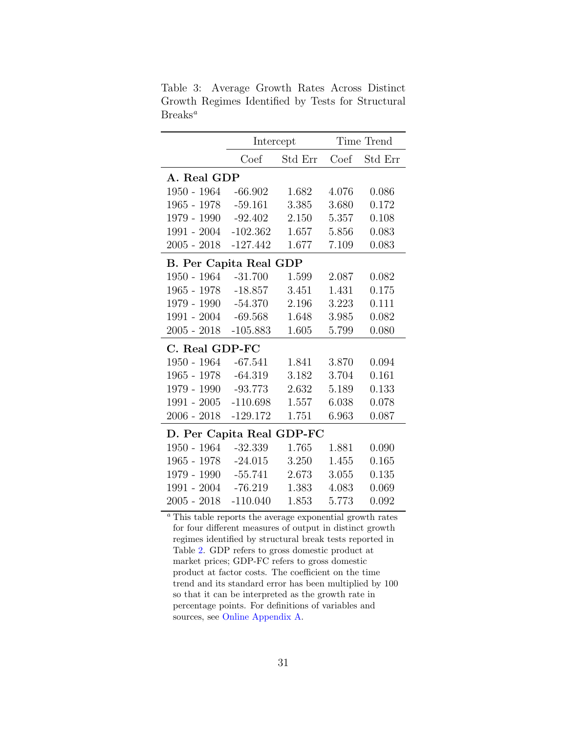Table 3: Average Growth Rates Across Distinct Growth Regimes Identified by Tests for Structural Breaks[a]

| | Intercept | | Time Trend | |
|---|---|---|---|---|
| | Coef | Std Err | Coef | Std Err |
| **A. Real GDP** | | | | |
| 1950 - 1964 | -66.902 | 1.682 | 4.076 | 0.086 |
| 1965 - 1978 | -59.161 | 3.385 | 3.680 | 0.172 |
| 1979 - 1990 | -92.402 | 2.150 | 5.357 | 0.108 |
| 1991 - 2004 | -102.362 | 1.657 | 5.856 | 0.083 |
| 2005 - 2018 | -127.442 | 1.677 | 7.109 | 0.083 |
| **B. Per Capita Real GDP** | | | | |
| 1950 - 1964 | -31.700 | 1.599 | 2.087 | 0.082 |
| 1965 - 1978 | -18.857 | 3.451 | 1.431 | 0.175 |
| 1979 - 1990 | -54.370 | 2.196 | 3.223 | 0.111 |
| 1991 - 2004 | -69.568 | 1.648 | 3.985 | 0.082 |
| 2005 - 2018 | -105.883 | 1.605 | 5.799 | 0.080 |
| **C. Real GDP-FC** | | | | |
| 1950 - 1964 | -67.541 | 1.841 | 3.870 | 0.094 |
| 1965 - 1978 | -64.319 | 3.182 | 3.704 | 0.161 |
| 1979 - 1990 | -93.773 | 2.632 | 5.189 | 0.133 |
| 1991 - 2005 | -110.698 | 1.557 | 6.038 | 0.078 |
| 2006 - 2018 | -129.172 | 1.751 | 6.963 | 0.087 |
| **D. Per Capita Real GDP-FC** | | | | |
| 1950 - 1964 | -32.339 | 1.765 | 1.881 | 0.090 |
| 1965 - 1978 | -24.015 | 3.250 | 1.455 | 0.165 |
| 1979 - 1990 | -55.741 | 2.673 | 3.055 | 0.135 |
| 1991 - 2004 | -76.219 | 1.383 | 4.083 | 0.069 |
| 2005 - 2018 | -110.040 | 1.853 | 5.773 | 0.092 |

[a] This table reports the average exponential growth rates for four different measures of output in distinct growth regimes identified by structural break tests reported in Table 2. GDP refers to gross domestic product at market prices; GDP-FC refers to gross domestic product at factor costs. The coefficient on the time trend and its standard error has been multiplied by 100 so that it can be interpreted as the growth rate in percentage points. For definitions of variables and sources, see Online Appendix A.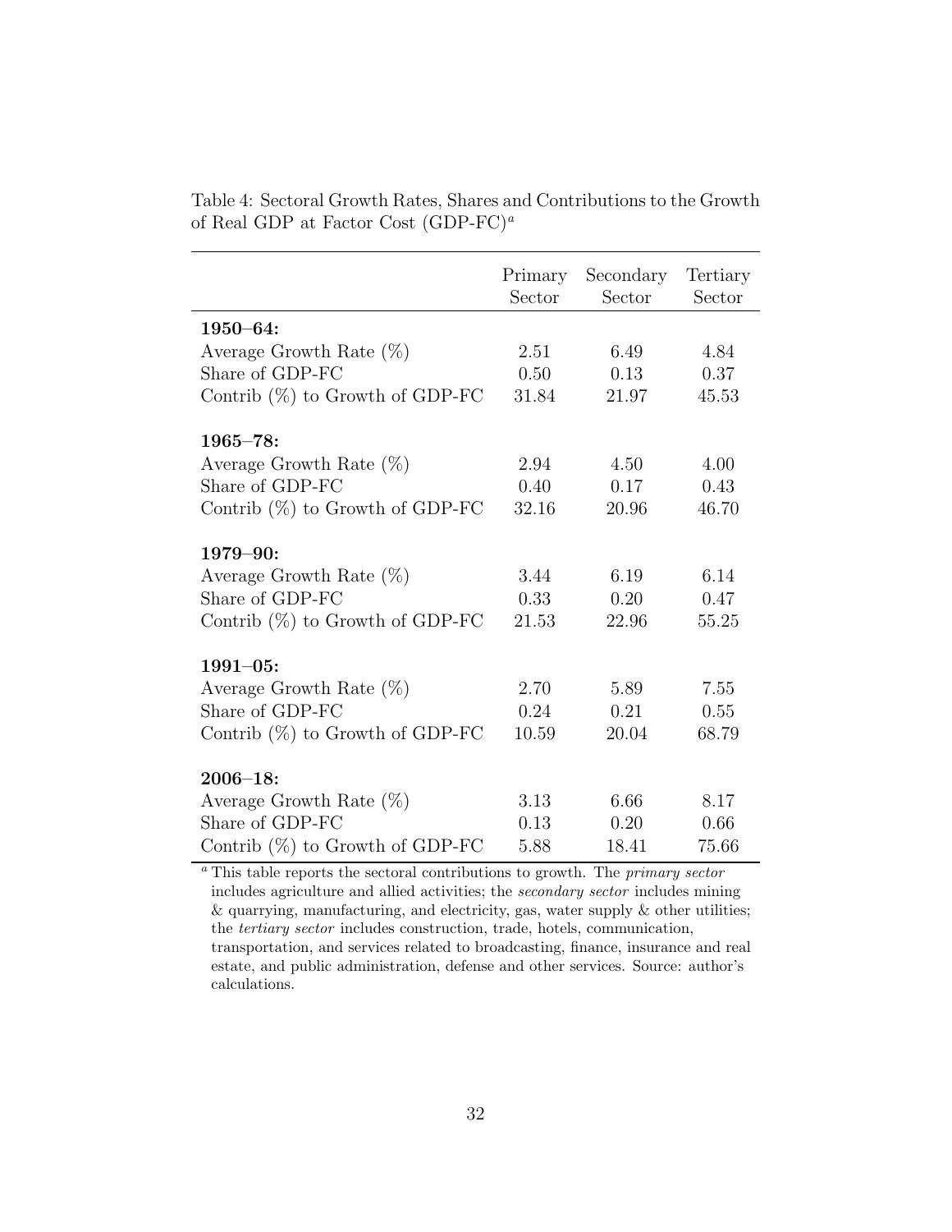Table 4: Sectoral Growth Rates, Shares and Contributions to the Growth of Real GDP at Factor Cost (GDP-FC)[a]

| | Primary Sector | Secondary Sector | Tertiary Sector |
|---|---|---|---|
| **1950–64:** | | | |
| Average Growth Rate (%) | 2.51 | 6.49 | 4.84 |
| Share of GDP-FC | 0.50 | 0.13 | 0.37 |
| Contrib (%) to Growth of GDP-FC | 31.84 | 21.97 | 45.53 |
| **1965–78:** | | | |
| Average Growth Rate (%) | 2.94 | 4.50 | 4.00 |
| Share of GDP-FC | 0.40 | 0.17 | 0.43 |
| Contrib (%) to Growth of GDP-FC | 32.16 | 20.96 | 46.70 |
| **1979–90:** | | | |
| Average Growth Rate (%) | 3.44 | 6.19 | 6.14 |
| Share of GDP-FC | 0.33 | 0.20 | 0.47 |
| Contrib (%) to Growth of GDP-FC | 21.53 | 22.96 | 55.25 |
| **1991–05:** | | | |
| Average Growth Rate (%) | 2.70 | 5.89 | 7.55 |
| Share of GDP-FC | 0.24 | 0.21 | 0.55 |
| Contrib (%) to Growth of GDP-FC | 10.59 | 20.04 | 68.79 |
| **2006–18:** | | | |
| Average Growth Rate (%) | 3.13 | 6.66 | 8.17 |
| Share of GDP-FC | 0.13 | 0.20 | 0.66 |
| Contrib (%) to Growth of GDP-FC | 5.88 | 18.41 | 75.66 |

[a] This table reports the sectoral contributions to growth. The *primary sector* includes agriculture and allied activities; the *secondary sector* includes mining & quarrying, manufacturing, and electricity, gas, water supply & other utilities; the *tertiary sector* includes construction, trade, hotels, communication, transportation, and services related to broadcasting, finance, insurance and real estate, and public administration, defense and other services. Source: author's calculations.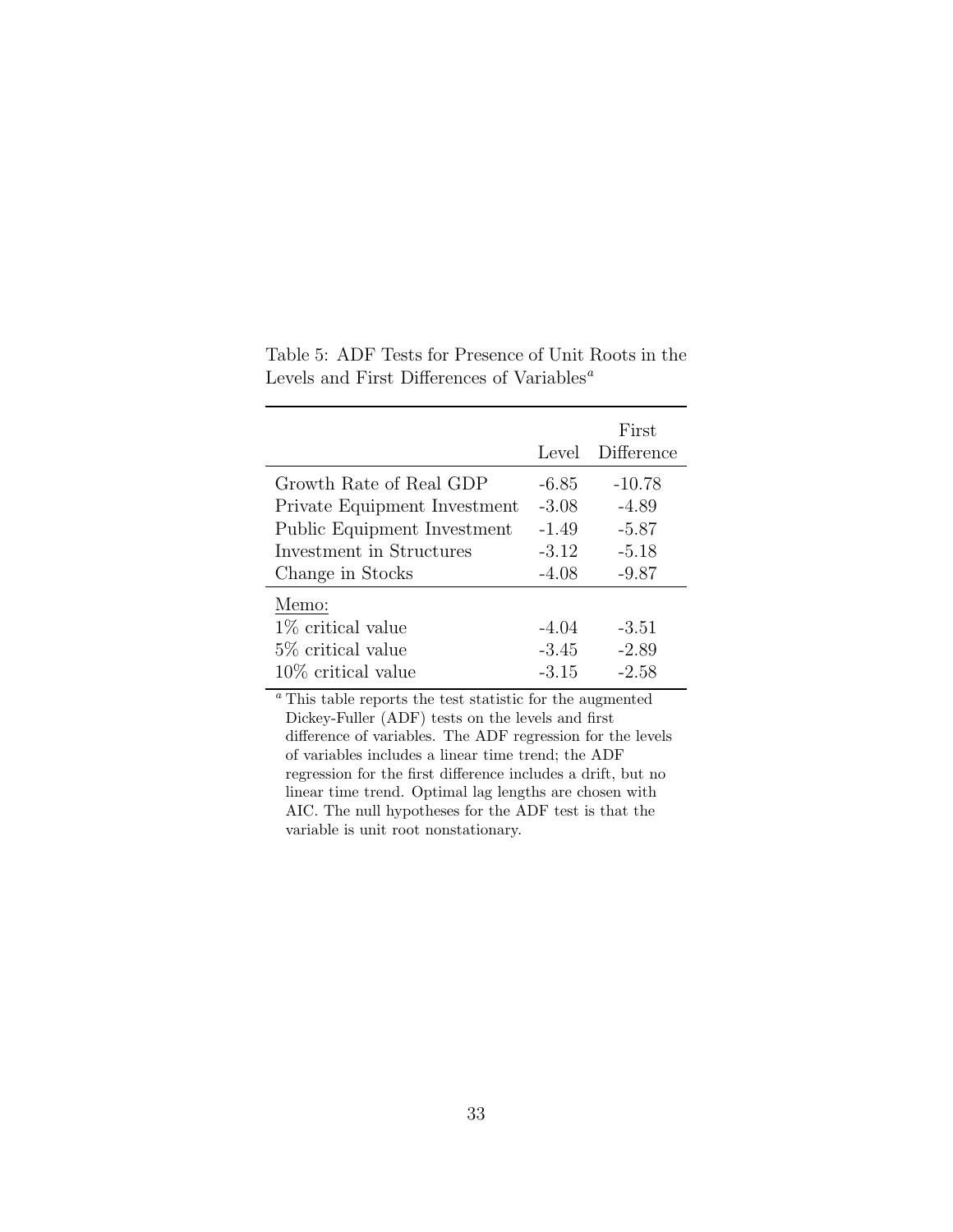Table 5: ADF Tests for Presence of Unit Roots in the Levels and First Differences of Variables[a]

| | Level | First Difference |
|---|---|---|
| Growth Rate of Real GDP | -6.85 | -10.78 |
| Private Equipment Investment | -3.08 | -4.89 |
| Public Equipment Investment | -1.49 | -5.87 |
| Investment in Structures | -3.12 | -5.18 |
| Change in Stocks | -4.08 | -9.87 |
| Memo: | | |
| 1% critical value | -4.04 | -3.51 |
| 5% critical value | -3.45 | -2.89 |
| 10% critical value | -3.15 | -2.58 |

[a] This table reports the test statistic for the augmented Dickey-Fuller (ADF) tests on the levels and first difference of variables. The ADF regression for the levels of variables includes a linear time trend; the ADF regression for the first difference includes a drift, but no linear time trend. Optimal lag lengths are chosen with AIC. The null hypotheses for the ADF test is that the variable is unit root nonstationary.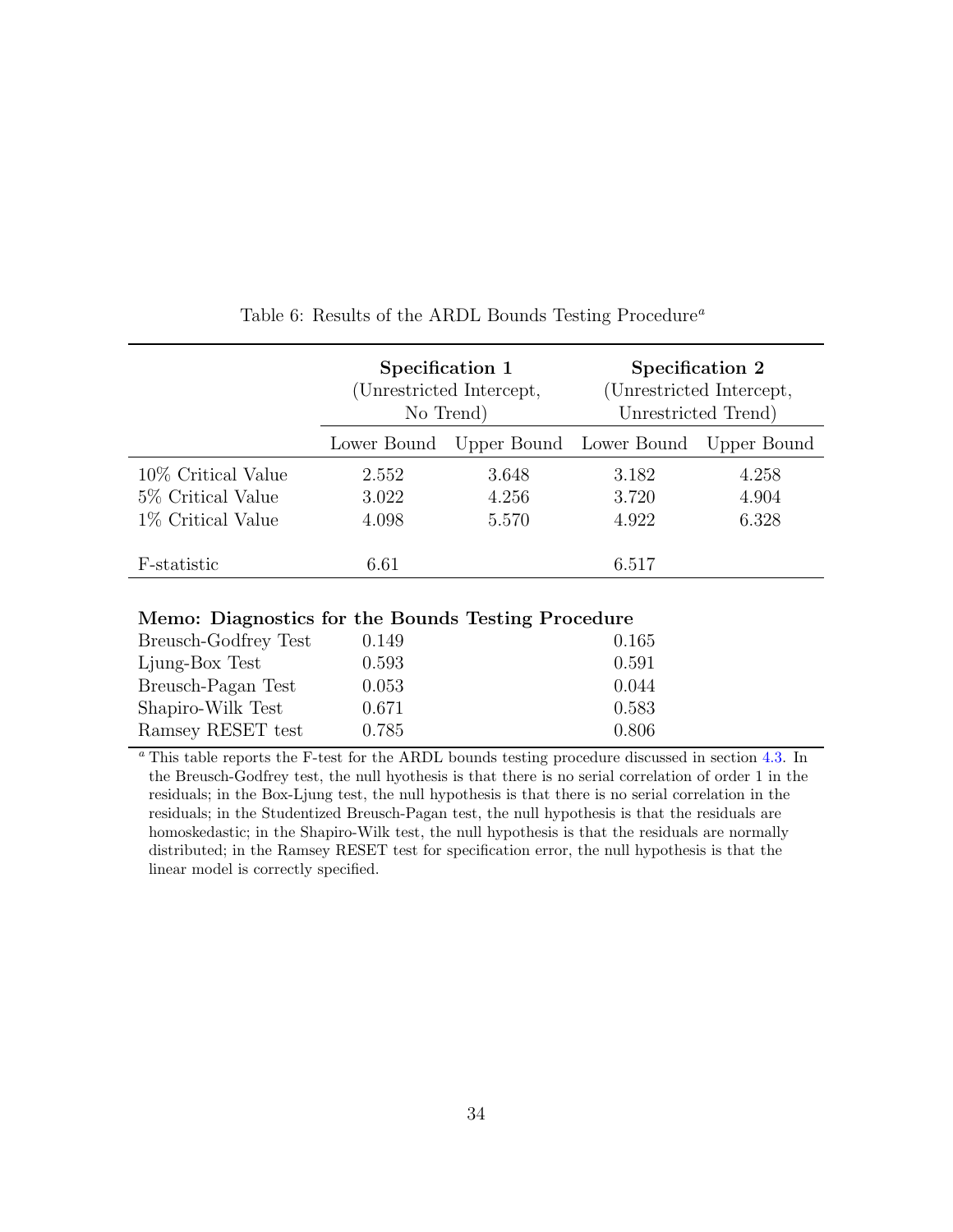Table 6: Results of the ARDL Bounds Testing Procedure[a]

| | Specification 1 (Unrestricted Intercept, No Trend) | | Specification 2 (Unrestricted Intercept, Unrestricted Trend) | |
|---|---|---|---|---|
| | Lower Bound | Upper Bound | Lower Bound | Upper Bound |
| 10% Critical Value | 2.552 | 3.648 | 3.182 | 4.258 |
| 5% Critical Value | 3.022 | 4.256 | 3.720 | 4.904 |
| 1% Critical Value | 4.098 | 5.570 | 4.922 | 6.328 |
| F-statistic | 6.61 | | 6.517 | |
| **Memo: Diagnostics for the Bounds Testing Procedure** | | | | |
| Breusch-Godfrey Test | 0.149 | | 0.165 | |
| Ljung-Box Test | 0.593 | | 0.591 | |
| Breusch-Pagan Test | 0.053 | | 0.044 | |
| Shapiro-Wilk Test | 0.671 | | 0.583 | |
| Ramsey RESET test | 0.785 | | 0.806 | |

[a] This table reports the F-test for the ARDL bounds testing procedure discussed in section 4.3. In the Breusch-Godfrey test, the null hyothesis is that there is no serial correlation of order 1 in the residuals; in the Box-Ljung test, the null hypothesis is that there is no serial correlation in the residuals; in the Studentized Breusch-Pagan test, the null hypothesis is that the residuals are homoskedastic; in the Shapiro-Wilk test, the null hypothesis is that the residuals are normally distributed; in the Ramsey RESET test for specification error, the null hypothesis is that the linear model is correctly specified.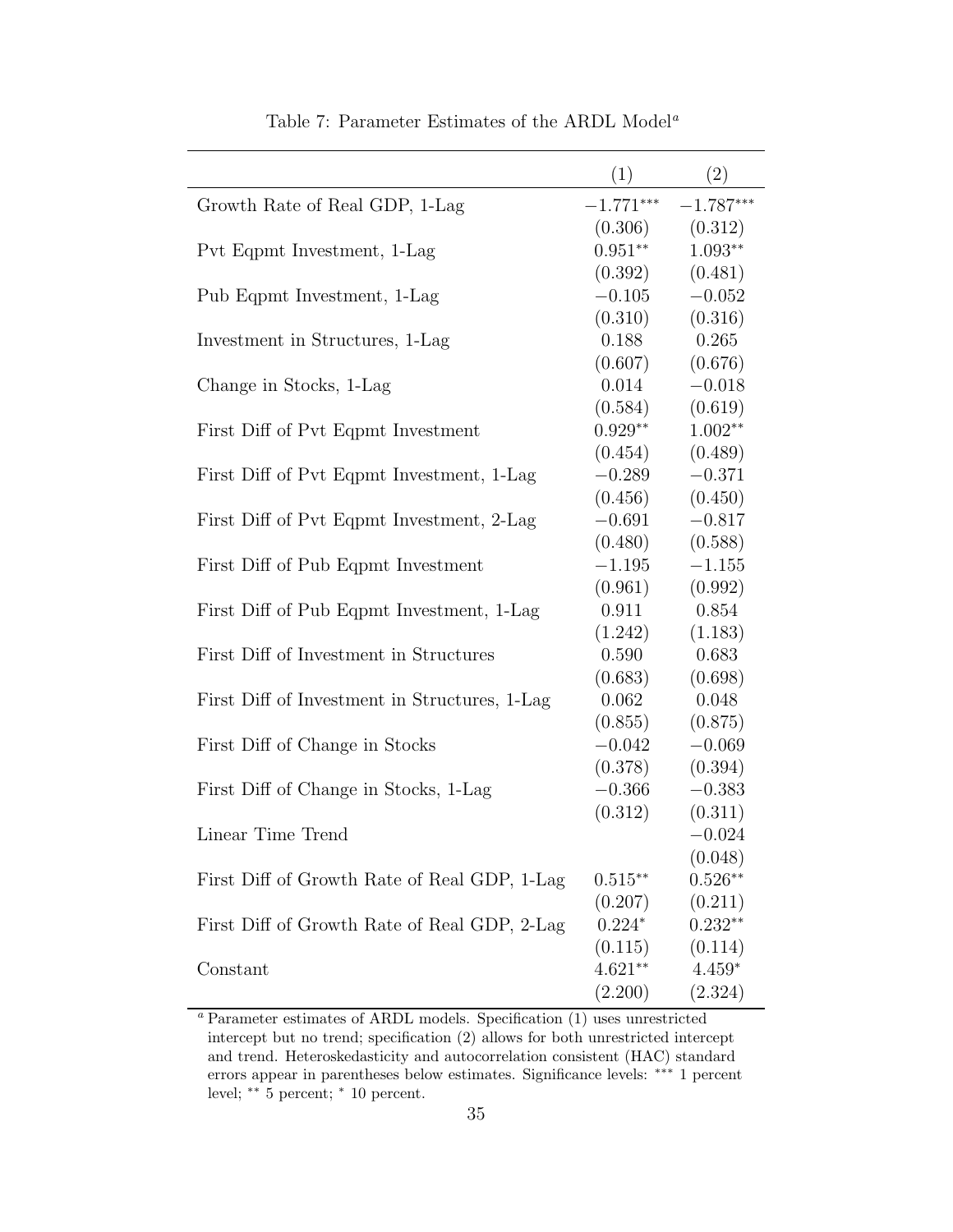Table 7: Parameter Estimates of the ARDL Model[a]

| | (1) | (2) |
|---|---|---|
| Growth Rate of Real GDP, 1-Lag | $-1.771^{***}$ | $-1.787^{***}$ |
| | (0.306) | (0.312) |
| Pvt Eqpmt Investment, 1-Lag | $0.951^{**}$ | $1.093^{**}$ |
| | (0.392) | (0.481) |
| Pub Eqpmt Investment, 1-Lag | $-0.105$ | $-0.052$ |
| | (0.310) | (0.316) |
| Investment in Structures, 1-Lag | 0.188 | 0.265 |
| | (0.607) | (0.676) |
| Change in Stocks, 1-Lag | 0.014 | $-0.018$ |
| | (0.584) | (0.619) |
| First Diff of Pvt Eqpmt Investment | $0.929^{**}$ | $1.002^{**}$ |
| | (0.454) | (0.489) |
| First Diff of Pvt Eqpmt Investment, 1-Lag | $-0.289$ | $-0.371$ |
| | (0.456) | (0.450) |
| First Diff of Pvt Eqpmt Investment, 2-Lag | $-0.691$ | $-0.817$ |
| | (0.480) | (0.588) |
| First Diff of Pub Eqpmt Investment | $-1.195$ | $-1.155$ |
| | (0.961) | (0.992) |
| First Diff of Pub Eqpmt Investment, 1-Lag | 0.911 | 0.854 |
| | (1.242) | (1.183) |
| First Diff of Investment in Structures | 0.590 | 0.683 |
| | (0.683) | (0.698) |
| First Diff of Investment in Structures, 1-Lag | 0.062 | 0.048 |
| | (0.855) | (0.875) |
| First Diff of Change in Stocks | $-0.042$ | $-0.069$ |
| | (0.378) | (0.394) |
| First Diff of Change in Stocks, 1-Lag | $-0.366$ | $-0.383$ |
| | (0.312) | (0.311) |
| Linear Time Trend | | $-0.024$ |
| | | (0.048) |
| First Diff of Growth Rate of Real GDP, 1-Lag | $0.515^{**}$ | $0.526^{**}$ |
| | (0.207) | (0.211) |
| First Diff of Growth Rate of Real GDP, 2-Lag | $0.224^{*}$ | $0.232^{**}$ |
| | (0.115) | (0.114) |
| Constant | $4.621^{**}$ | $4.459^{*}$ |
| | (2.200) | (2.324) |

[a] Parameter estimates of ARDL models. Specification (1) uses unrestricted intercept but no trend; specification (2) allows for both unrestricted intercept and trend. Heteroskedasticity and autocorrelation consistent (HAC) standard errors appear in parentheses below estimates. Significance levels: *** 1 percent level; ** 5 percent; * 10 percent.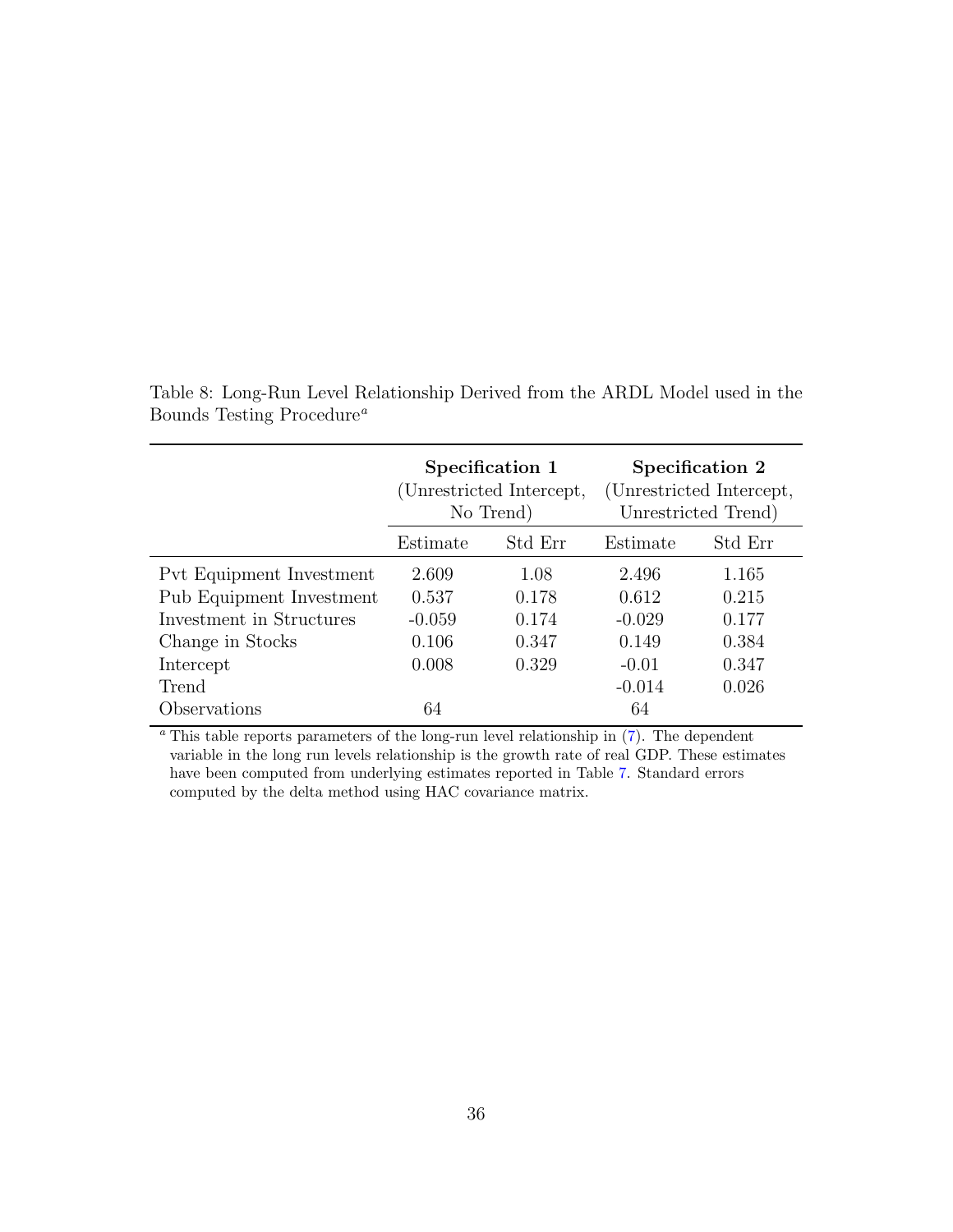Table 8: Long-Run Level Relationship Derived from the ARDL Model used in the Bounds Testing Procedure[a]

| | **Specification 1** (Unrestricted Intercept, No Trend) | | **Specification 2** (Unrestricted Intercept, Unrestricted Trend) | |
|---|---|---|---|---|
| | Estimate | Std Err | Estimate | Std Err |
| Pvt Equipment Investment | 2.609 | 1.08 | 2.496 | 1.165 |
| Pub Equipment Investment | 0.537 | 0.178 | 0.612 | 0.215 |
| Investment in Structures | -0.059 | 0.174 | -0.029 | 0.177 |
| Change in Stocks | 0.106 | 0.347 | 0.149 | 0.384 |
| Intercept | 0.008 | 0.329 | -0.01 | 0.347 |
| Trend | | | -0.014 | 0.026 |
| Observations | 64 | | 64 | |

[a] This table reports parameters of the long-run level relationship in (7). The dependent variable in the long run levels relationship is the growth rate of real GDP. These estimates have been computed from underlying estimates reported in Table 7. Standard errors computed by the delta method using HAC covariance matrix.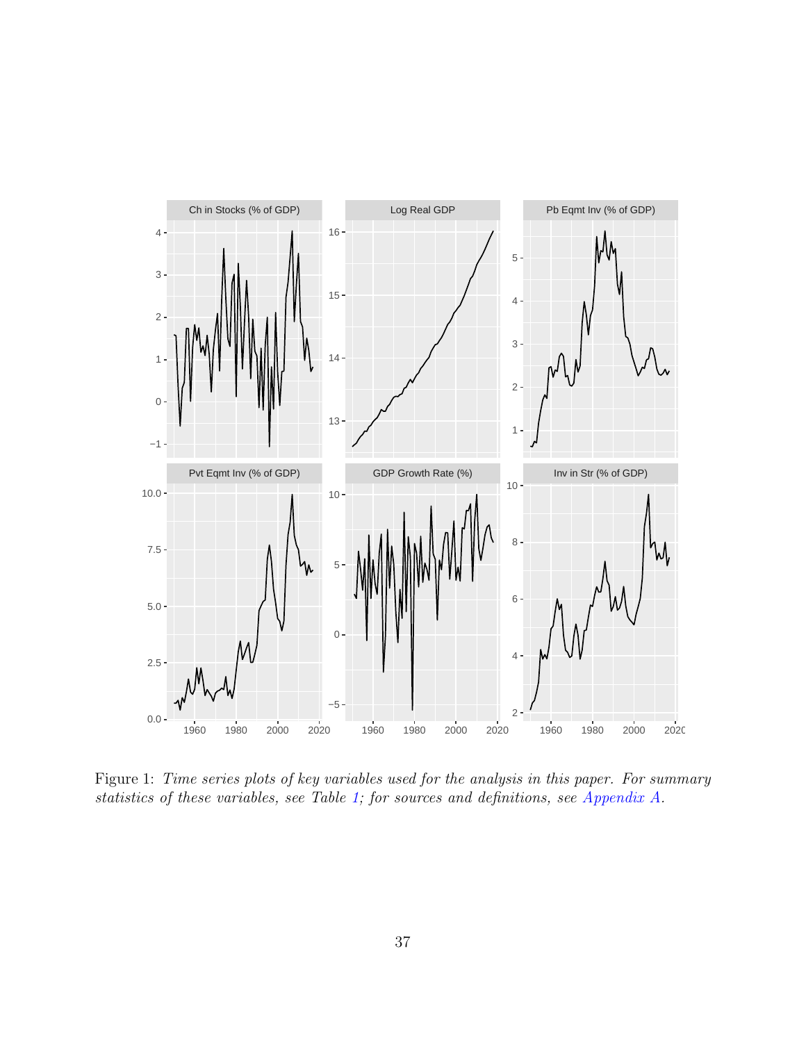Figure 1: *Time series plots of key variables used for the analysis in this paper. For summary statistics of these variables, see Table 1; for sources and definitions, see Appendix A.*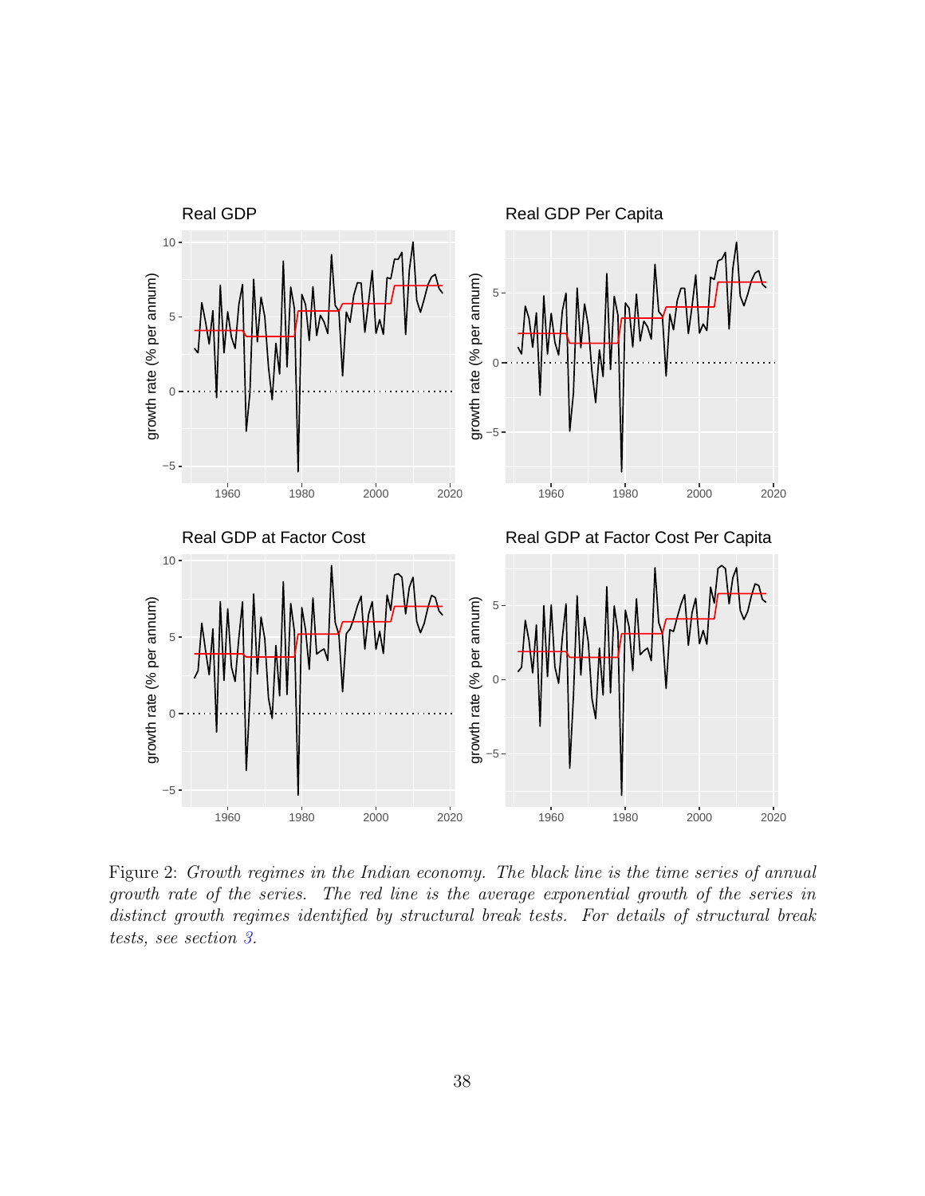Figure 2: *Growth regimes in the Indian economy. The black line is the time series of annual growth rate of the series. The red line is the average exponential growth of the series in distinct growth regimes identified by structural break tests. For details of structural break tests, see section 3.*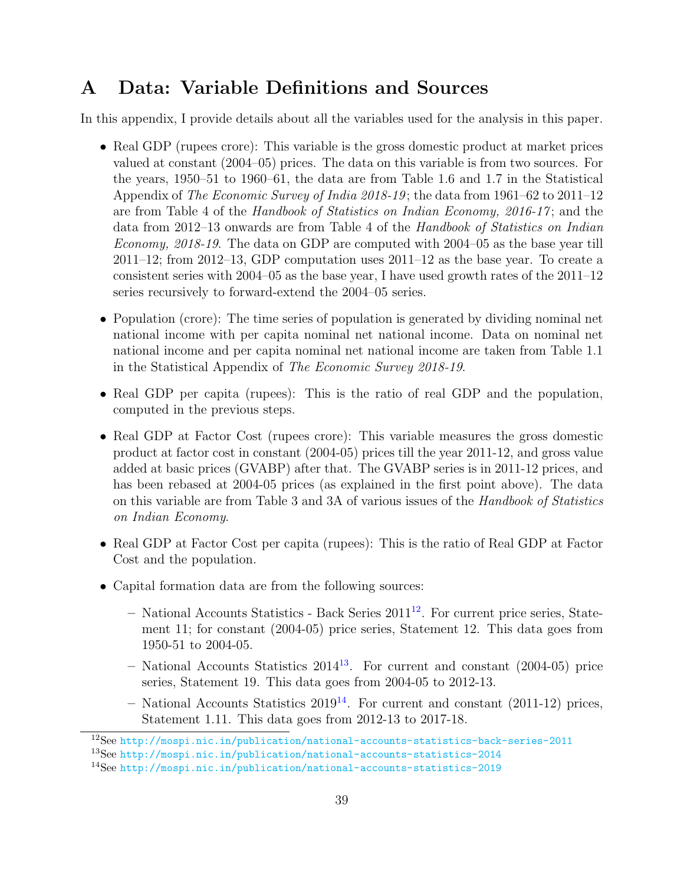# A Data: Variable Definitions and Sources

In this appendix, I provide details about all the variables used for the analysis in this paper.

- Real GDP (rupees crore): This variable is the gross domestic product at market prices valued at constant (2004–05) prices. The data on this variable is from two sources. For the years, 1950–51 to 1960–61, the data are from Table 1.6 and 1.7 in the Statistical Appendix of *The Economic Survey of India 2018-19*; the data from 1961–62 to 2011–12 are from Table 4 of the *Handbook of Statistics on Indian Economy, 2016-17*; and the data from 2012–13 onwards are from Table 4 of the *Handbook of Statistics on Indian Economy, 2018-19*. The data on GDP are computed with 2004–05 as the base year till 2011–12; from 2012–13, GDP computation uses 2011–12 as the base year. To create a consistent series with 2004–05 as the base year, I have used growth rates of the 2011–12 series recursively to forward-extend the 2004–05 series.

- Population (crore): The time series of population is generated by dividing nominal net national income with per capita nominal net national income. Data on nominal net national income and per capita nominal net national income are taken from Table 1.1 in the Statistical Appendix of *The Economic Survey 2018-19*.

- Real GDP per capita (rupees): This is the ratio of real GDP and the population, computed in the previous steps.

- Real GDP at Factor Cost (rupees crore): This variable measures the gross domestic product at factor cost in constant (2004-05) prices till the year 2011-12, and gross value added at basic prices (GVABP) after that. The GVABP series is in 2011-12 prices, and has been rebased at 2004-05 prices (as explained in the first point above). The data on this variable are from Table 3 and 3A of various issues of the *Handbook of Statistics on Indian Economy*.

- Real GDP at Factor Cost per capita (rupees): This is the ratio of Real GDP at Factor Cost and the population.

- Capital formation data are from the following sources:
  - National Accounts Statistics - Back Series 2011[12]. For current price series, Statement 11; for constant (2004-05) price series, Statement 12. This data goes from 1950-51 to 2004-05.
  - National Accounts Statistics 2014[13]. For current and constant (2004-05) price series, Statement 19. This data goes from 2004-05 to 2012-13.
  - National Accounts Statistics 2019[14]. For current and constant (2011-12) prices, Statement 1.11. This data goes from 2012-13 to 2017-18.

[12]See http://mospi.nic.in/publication/national-accounts-statistics-back-series-2011

[13]See http://mospi.nic.in/publication/national-accounts-statistics-2014

[14]See http://mospi.nic.in/publication/national-accounts-statistics-2019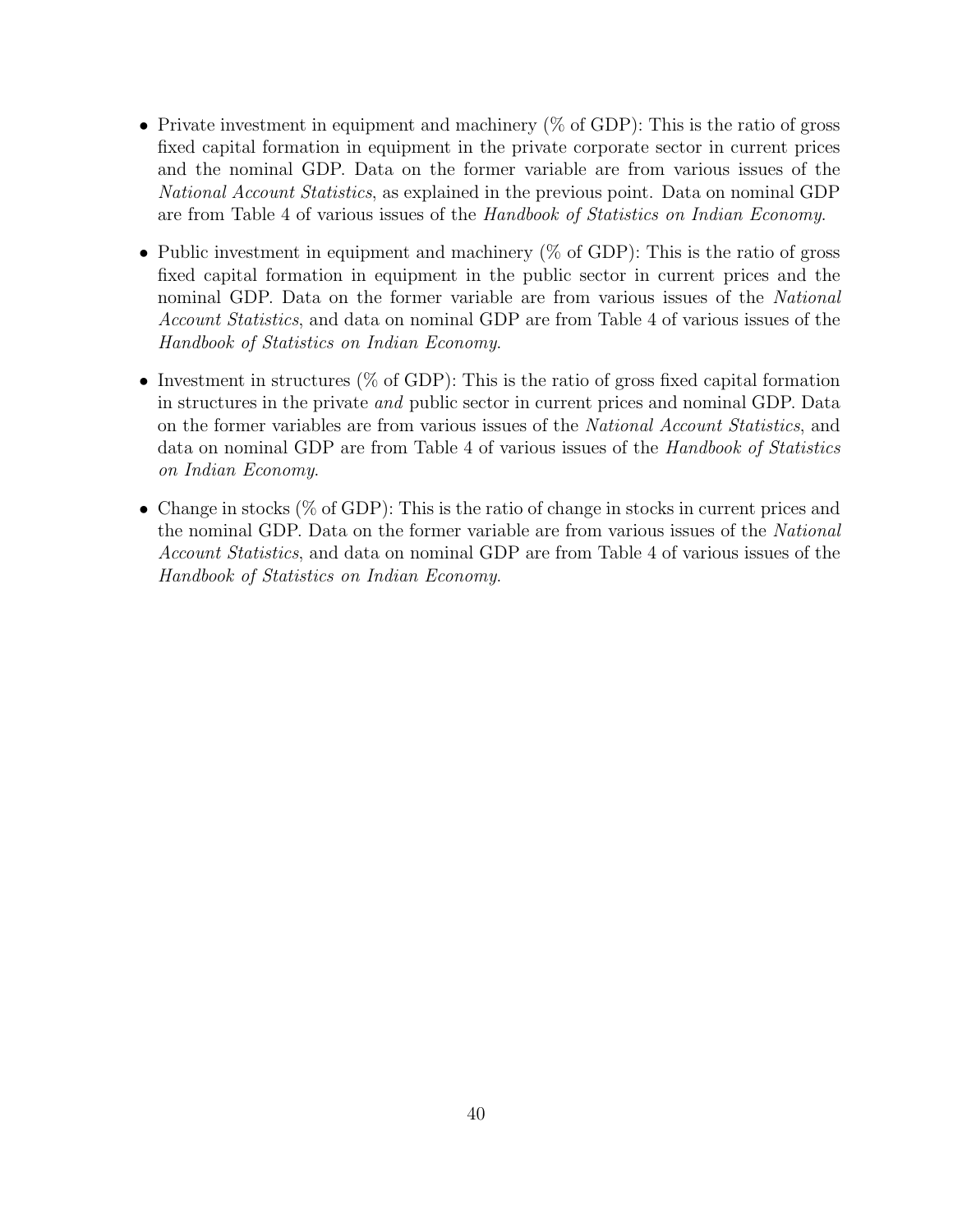- Private investment in equipment and machinery (% of GDP): This is the ratio of gross fixed capital formation in equipment in the private corporate sector in current prices and the nominal GDP. Data on the former variable are from various issues of the *National Account Statistics*, as explained in the previous point. Data on nominal GDP are from Table 4 of various issues of the *Handbook of Statistics on Indian Economy*.

- Public investment in equipment and machinery (% of GDP): This is the ratio of gross fixed capital formation in equipment in the public sector in current prices and the nominal GDP. Data on the former variable are from various issues of the *National Account Statistics*, and data on nominal GDP are from Table 4 of various issues of the *Handbook of Statistics on Indian Economy*.

- Investment in structures (% of GDP): This is the ratio of gross fixed capital formation in structures in the private *and* public sector in current prices and nominal GDP. Data on the former variables are from various issues of the *National Account Statistics*, and data on nominal GDP are from Table 4 of various issues of the *Handbook of Statistics on Indian Economy*.

- Change in stocks (% of GDP): This is the ratio of change in stocks in current prices and the nominal GDP. Data on the former variable are from various issues of the *National Account Statistics*, and data on nominal GDP are from Table 4 of various issues of the *Handbook of Statistics on Indian Economy*.